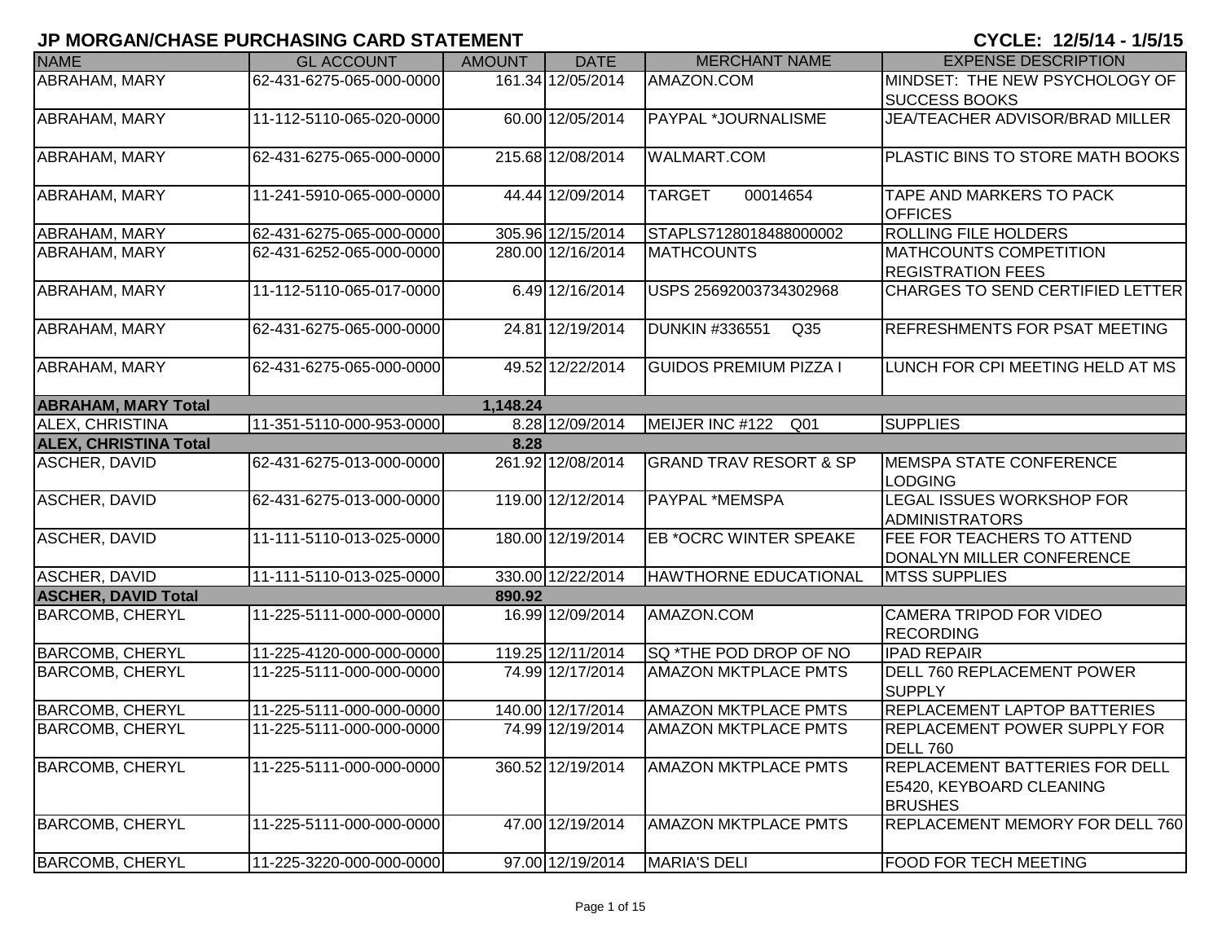# JP MORGAN/CHASE PURCHASING CARD STATEMENT

**CYCLE: 12/5/14 - 1/5/15**

| NAME | GL ACCOUNT | AMOUNT | DATE | MERCHANT NAME | EXPENSE DESCRIPTION |
|---|---|---|---|---|---|
| ABRAHAM, MARY | 62-431-6275-065-000-0000 | 161.34 | 12/05/2014 | AMAZON.COM | MINDSET: THE NEW PSYCHOLOGY OF SUCCESS BOOKS |
| ABRAHAM, MARY | 11-112-5110-065-020-0000 | 60.00 | 12/05/2014 | PAYPAL *JOURNALISME | JEA/TEACHER ADVISOR/BRAD MILLER |
| ABRAHAM, MARY | 62-431-6275-065-000-0000 | 215.68 | 12/08/2014 | WALMART.COM | PLASTIC BINS TO STORE MATH BOOKS |
| ABRAHAM, MARY | 11-241-5910-065-000-0000 | 44.44 | 12/09/2014 | TARGET 00014654 | TAPE AND MARKERS TO PACK OFFICES |
| ABRAHAM, MARY | 62-431-6275-065-000-0000 | 305.96 | 12/15/2014 | STAPLS7128018488000002 | ROLLING FILE HOLDERS |
| ABRAHAM, MARY | 62-431-6252-065-000-0000 | 280.00 | 12/16/2014 | MATHCOUNTS | MATHCOUNTS COMPETITION REGISTRATION FEES |
| ABRAHAM, MARY | 11-112-5110-065-017-0000 | 6.49 | 12/16/2014 | USPS 25692003734302968 | CHARGES TO SEND CERTIFIED LETTER |
| ABRAHAM, MARY | 62-431-6275-065-000-0000 | 24.81 | 12/19/2014 | DUNKIN #336551 Q35 | REFRESHMENTS FOR PSAT MEETING |
| ABRAHAM, MARY | 62-431-6275-065-000-0000 | 49.52 | 12/22/2014 | GUIDOS PREMIUM PIZZA I | LUNCH FOR CPI MEETING HELD AT MS |
| **ABRAHAM, MARY Total** | | **1,148.24** | | | |
| ALEX, CHRISTINA | 11-351-5110-000-953-0000 | 8.28 | 12/09/2014 | MEIJER INC #122 Q01 | SUPPLIES |
| **ALEX, CHRISTINA Total** | | **8.28** | | | |
| ASCHER, DAVID | 62-431-6275-013-000-0000 | 261.92 | 12/08/2014 | GRAND TRAV RESORT & SP | MEMSPA STATE CONFERENCE LODGING |
| ASCHER, DAVID | 62-431-6275-013-000-0000 | 119.00 | 12/12/2014 | PAYPAL *MEMSPA | LEGAL ISSUES WORKSHOP FOR ADMINISTRATORS |
| ASCHER, DAVID | 11-111-5110-013-025-0000 | 180.00 | 12/19/2014 | EB *OCRC WINTER SPEAKE | FEE FOR TEACHERS TO ATTEND DONALYN MILLER CONFERENCE |
| ASCHER, DAVID | 11-111-5110-013-025-0000 | 330.00 | 12/22/2014 | HAWTHORNE EDUCATIONAL | MTSS SUPPLIES |
| **ASCHER, DAVID Total** | | **890.92** | | | |
| BARCOMB, CHERYL | 11-225-5111-000-000-0000 | 16.99 | 12/09/2014 | AMAZON.COM | CAMERA TRIPOD FOR VIDEO RECORDING |
| BARCOMB, CHERYL | 11-225-4120-000-000-0000 | 119.25 | 12/11/2014 | SQ *THE POD DROP OF NO | IPAD REPAIR |
| BARCOMB, CHERYL | 11-225-5111-000-000-0000 | 74.99 | 12/17/2014 | AMAZON MKTPLACE PMTS | DELL 760 REPLACEMENT POWER SUPPLY |
| BARCOMB, CHERYL | 11-225-5111-000-000-0000 | 140.00 | 12/17/2014 | AMAZON MKTPLACE PMTS | REPLACEMENT LAPTOP BATTERIES |
| BARCOMB, CHERYL | 11-225-5111-000-000-0000 | 74.99 | 12/19/2014 | AMAZON MKTPLACE PMTS | REPLACEMENT POWER SUPPLY FOR DELL 760 |
| BARCOMB, CHERYL | 11-225-5111-000-000-0000 | 360.52 | 12/19/2014 | AMAZON MKTPLACE PMTS | REPLACEMENT BATTERIES FOR DELL E5420, KEYBOARD CLEANING BRUSHES |
| BARCOMB, CHERYL | 11-225-5111-000-000-0000 | 47.00 | 12/19/2014 | AMAZON MKTPLACE PMTS | REPLACEMENT MEMORY FOR DELL 760 |
| BARCOMB, CHERYL | 11-225-3220-000-000-0000 | 97.00 | 12/19/2014 | MARIA'S DELI | FOOD FOR TECH MEETING |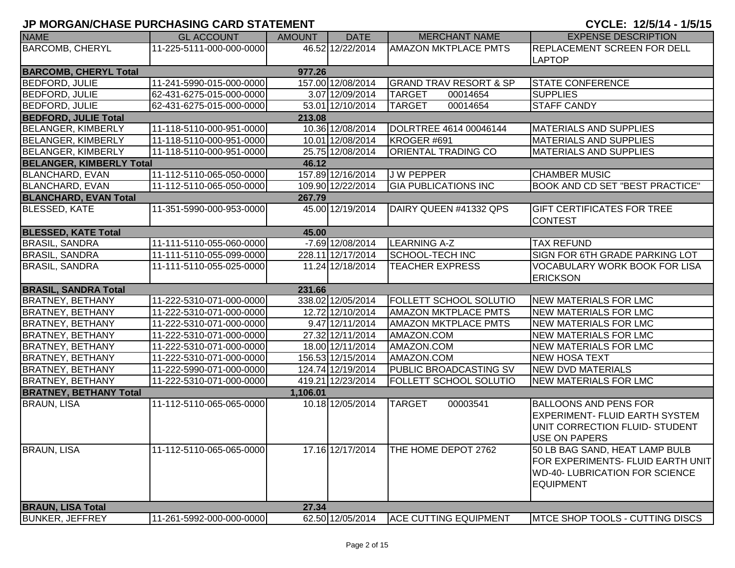## JP MORGAN/CHASE PURCHASING CARD STATEMENT

**CYCLE: 12/5/14 - 1/5/15**

| NAME | GL ACCOUNT | AMOUNT | DATE | MERCHANT NAME | EXPENSE DESCRIPTION |
|---|---|---|---|---|---|
| BARCOMB, CHERYL | 11-225-5111-000-000-0000 | 46.52 | 12/22/2014 | AMAZON MKTPLACE PMTS | REPLACEMENT SCREEN FOR DELL LAPTOP |
| **BARCOMB, CHERYL Total** | | **977.26** | | | |
| BEDFORD, JULIE | 11-241-5990-015-000-0000 | 157.00 | 12/08/2014 | GRAND TRAV RESORT & SP | STATE CONFERENCE |
| BEDFORD, JULIE | 62-431-6275-015-000-0000 | 3.07 | 12/09/2014 | TARGET 00014654 | SUPPLIES |
| BEDFORD, JULIE | 62-431-6275-015-000-0000 | 53.01 | 12/10/2014 | TARGET 00014654 | STAFF CANDY |
| **BEDFORD, JULIE Total** | | **213.08** | | | |
| BELANGER, KIMBERLY | 11-118-5110-000-951-0000 | 10.36 | 12/08/2014 | DOLRTREE 4614 00046144 | MATERIALS AND SUPPLIES |
| BELANGER, KIMBERLY | 11-118-5110-000-951-0000 | 10.01 | 12/08/2014 | KROGER #691 | MATERIALS AND SUPPLIES |
| BELANGER, KIMBERLY | 11-118-5110-000-951-0000 | 25.75 | 12/08/2014 | ORIENTAL TRADING CO | MATERIALS AND SUPPLIES |
| **BELANGER, KIMBERLY Total** | | **46.12** | | | |
| BLANCHARD, EVAN | 11-112-5110-065-050-0000 | 157.89 | 12/16/2014 | J W PEPPER | CHAMBER MUSIC |
| BLANCHARD, EVAN | 11-112-5110-065-050-0000 | 109.90 | 12/22/2014 | GIA PUBLICATIONS INC | BOOK AND CD SET "BEST PRACTICE" |
| **BLANCHARD, EVAN Total** | | **267.79** | | | |
| BLESSED, KATE | 11-351-5990-000-953-0000 | 45.00 | 12/19/2014 | DAIRY QUEEN #41332 QPS | GIFT CERTIFICATES FOR TREE CONTEST |
| **BLESSED, KATE Total** | | **45.00** | | | |
| BRASIL, SANDRA | 11-111-5110-055-060-0000 | -7.69 | 12/08/2014 | LEARNING A-Z | TAX REFUND |
| BRASIL, SANDRA | 11-111-5110-055-099-0000 | 228.11 | 12/17/2014 | SCHOOL-TECH INC | SIGN FOR 6TH GRADE PARKING LOT |
| BRASIL, SANDRA | 11-111-5110-055-025-0000 | 11.24 | 12/18/2014 | TEACHER EXPRESS | VOCABULARY WORK BOOK FOR LISA ERICKSON |
| **BRASIL, SANDRA Total** | | **231.66** | | | |
| BRATNEY, BETHANY | 11-222-5310-071-000-0000 | 338.02 | 12/05/2014 | FOLLETT SCHOOL SOLUTIO | NEW MATERIALS FOR LMC |
| BRATNEY, BETHANY | 11-222-5310-071-000-0000 | 12.72 | 12/10/2014 | AMAZON MKTPLACE PMTS | NEW MATERIALS FOR LMC |
| BRATNEY, BETHANY | 11-222-5310-071-000-0000 | 9.47 | 12/11/2014 | AMAZON MKTPLACE PMTS | NEW MATERIALS FOR LMC |
| BRATNEY, BETHANY | 11-222-5310-071-000-0000 | 27.32 | 12/11/2014 | AMAZON.COM | NEW MATERIALS FOR LMC |
| BRATNEY, BETHANY | 11-222-5310-071-000-0000 | 18.00 | 12/11/2014 | AMAZON.COM | NEW MATERIALS FOR LMC |
| BRATNEY, BETHANY | 11-222-5310-071-000-0000 | 156.53 | 12/15/2014 | AMAZON.COM | NEW HOSA TEXT |
| BRATNEY, BETHANY | 11-222-5990-071-000-0000 | 124.74 | 12/19/2014 | PUBLIC BROADCASTING SV | NEW DVD MATERIALS |
| BRATNEY, BETHANY | 11-222-5310-071-000-0000 | 419.21 | 12/23/2014 | FOLLETT SCHOOL SOLUTIO | NEW MATERIALS FOR LMC |
| **BRATNEY, BETHANY Total** | | **1,106.01** | | | |
| BRAUN, LISA | 11-112-5110-065-065-0000 | 10.18 | 12/05/2014 | TARGET 00003541 | BALLOONS AND PENS FOR EXPERIMENT- FLUID EARTH SYSTEM UNIT CORRECTION FLUID- STUDENT USE ON PAPERS |
| BRAUN, LISA | 11-112-5110-065-065-0000 | 17.16 | 12/17/2014 | THE HOME DEPOT 2762 | 50 LB BAG SAND, HEAT LAMP BULB FOR EXPERIMENTS- FLUID EARTH UNIT WD-40- LUBRICATION FOR SCIENCE EQUIPMENT |
| **BRAUN, LISA Total** | | **27.34** | | | |
| BUNKER, JEFFREY | 11-261-5992-000-000-0000 | 62.50 | 12/05/2014 | ACE CUTTING EQUIPMENT | MTCE SHOP TOOLS - CUTTING DISCS |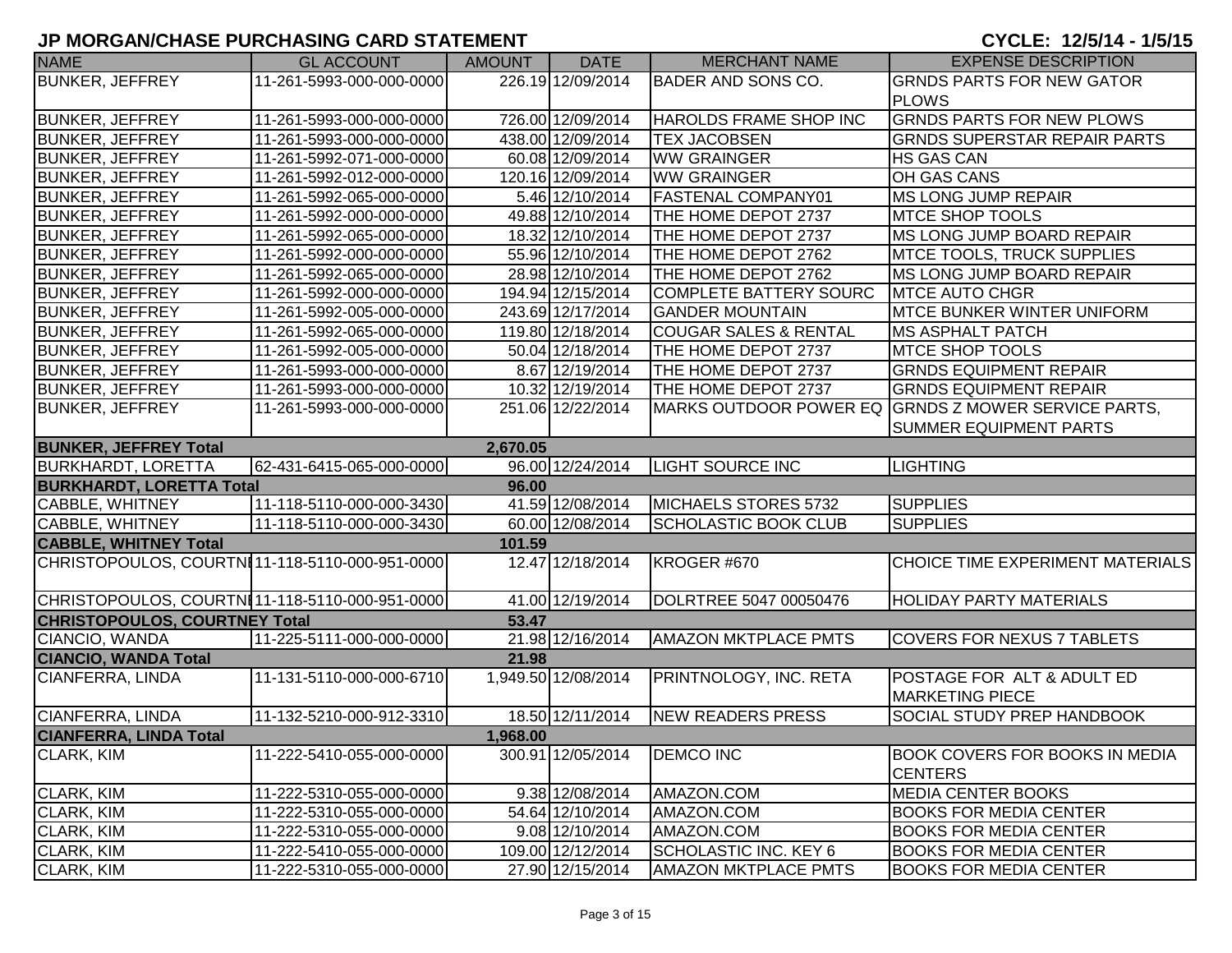# JP MORGAN/CHASE PURCHASING CARD STATEMENT

**CYCLE: 12/5/14 - 1/5/15**

| NAME | GL ACCOUNT | AMOUNT | DATE | MERCHANT NAME | EXPENSE DESCRIPTION |
|---|---|---|---|---|---|
| BUNKER, JEFFREY | 11-261-5993-000-000-0000 | 226.19 | 12/09/2014 | BADER AND SONS CO. | GRNDS PARTS FOR NEW GATOR PLOWS |
| BUNKER, JEFFREY | 11-261-5993-000-000-0000 | 726.00 | 12/09/2014 | HAROLDS FRAME SHOP INC | GRNDS PARTS FOR NEW PLOWS |
| BUNKER, JEFFREY | 11-261-5993-000-000-0000 | 438.00 | 12/09/2014 | TEX JACOBSEN | GRNDS SUPERSTAR REPAIR PARTS |
| BUNKER, JEFFREY | 11-261-5992-071-000-0000 | 60.08 | 12/09/2014 | WW GRAINGER | HS GAS CAN |
| BUNKER, JEFFREY | 11-261-5992-012-000-0000 | 120.16 | 12/09/2014 | WW GRAINGER | OH GAS CANS |
| BUNKER, JEFFREY | 11-261-5992-065-000-0000 | 5.46 | 12/10/2014 | FASTENAL COMPANY01 | MS LONG JUMP REPAIR |
| BUNKER, JEFFREY | 11-261-5992-000-000-0000 | 49.88 | 12/10/2014 | THE HOME DEPOT 2737 | MTCE SHOP TOOLS |
| BUNKER, JEFFREY | 11-261-5992-065-000-0000 | 18.32 | 12/10/2014 | THE HOME DEPOT 2737 | MS LONG JUMP BOARD REPAIR |
| BUNKER, JEFFREY | 11-261-5992-000-000-0000 | 55.96 | 12/10/2014 | THE HOME DEPOT 2762 | MTCE TOOLS, TRUCK SUPPLIES |
| BUNKER, JEFFREY | 11-261-5992-065-000-0000 | 28.98 | 12/10/2014 | THE HOME DEPOT 2762 | MS LONG JUMP BOARD REPAIR |
| BUNKER, JEFFREY | 11-261-5992-000-000-0000 | 194.94 | 12/15/2014 | COMPLETE BATTERY SOURC | MTCE AUTO CHGR |
| BUNKER, JEFFREY | 11-261-5992-005-000-0000 | 243.69 | 12/17/2014 | GANDER MOUNTAIN | MTCE BUNKER WINTER UNIFORM |
| BUNKER, JEFFREY | 11-261-5992-065-000-0000 | 119.80 | 12/18/2014 | COUGAR SALES & RENTAL | MS ASPHALT PATCH |
| BUNKER, JEFFREY | 11-261-5992-005-000-0000 | 50.04 | 12/18/2014 | THE HOME DEPOT 2737 | MTCE SHOP TOOLS |
| BUNKER, JEFFREY | 11-261-5993-000-000-0000 | 8.67 | 12/19/2014 | THE HOME DEPOT 2737 | GRNDS EQUIPMENT REPAIR |
| BUNKER, JEFFREY | 11-261-5993-000-000-0000 | 10.32 | 12/19/2014 | THE HOME DEPOT 2737 | GRNDS EQUIPMENT REPAIR |
| BUNKER, JEFFREY | 11-261-5993-000-000-0000 | 251.06 | 12/22/2014 | MARKS OUTDOOR POWER EQ | GRNDS Z MOWER SERVICE PARTS, SUMMER EQUIPMENT PARTS |
| **BUNKER, JEFFREY Total** | | **2,670.05** | | | |
| BURKHARDT, LORETTA | 62-431-6415-065-000-0000 | 96.00 | 12/24/2014 | LIGHT SOURCE INC | LIGHTING |
| **BURKHARDT, LORETTA Total** | | **96.00** | | | |
| CABBLE, WHITNEY | 11-118-5110-000-000-3430 | 41.59 | 12/08/2014 | MICHAELS STORES 5732 | SUPPLIES |
| CABBLE, WHITNEY | 11-118-5110-000-000-3430 | 60.00 | 12/08/2014 | SCHOLASTIC BOOK CLUB | SUPPLIES |
| **CABBLE, WHITNEY Total** | | **101.59** | | | |
| CHRISTOPOULOS, COURTNI | 11-118-5110-000-951-0000 | 12.47 | 12/18/2014 | KROGER #670 | CHOICE TIME EXPERIMENT MATERIALS |
| CHRISTOPOULOS, COURTNI | 11-118-5110-000-951-0000 | 41.00 | 12/19/2014 | DOLRTREE 5047 00050476 | HOLIDAY PARTY MATERIALS |
| **CHRISTOPOULOS, COURTNEY Total** | | **53.47** | | | |
| CIANCIO, WANDA | 11-225-5111-000-000-0000 | 21.98 | 12/16/2014 | AMAZON MKTPLACE PMTS | COVERS FOR NEXUS 7 TABLETS |
| **CIANCIO, WANDA Total** | | **21.98** | | | |
| CIANFERRA, LINDA | 11-131-5110-000-000-6710 | 1,949.50 | 12/08/2014 | PRINTNOLOGY, INC. RETA | POSTAGE FOR ALT & ADULT ED MARKETING PIECE |
| CIANFERRA, LINDA | 11-132-5210-000-912-3310 | 18.50 | 12/11/2014 | NEW READERS PRESS | SOCIAL STUDY PREP HANDBOOK |
| **CIANFERRA, LINDA Total** | | **1,968.00** | | | |
| CLARK, KIM | 11-222-5410-055-000-0000 | 300.91 | 12/05/2014 | DEMCO INC | BOOK COVERS FOR BOOKS IN MEDIA CENTERS |
| CLARK, KIM | 11-222-5310-055-000-0000 | 9.38 | 12/08/2014 | AMAZON.COM | MEDIA CENTER BOOKS |
| CLARK, KIM | 11-222-5310-055-000-0000 | 54.64 | 12/10/2014 | AMAZON.COM | BOOKS FOR MEDIA CENTER |
| CLARK, KIM | 11-222-5310-055-000-0000 | 9.08 | 12/10/2014 | AMAZON.COM | BOOKS FOR MEDIA CENTER |
| CLARK, KIM | 11-222-5410-055-000-0000 | 109.00 | 12/12/2014 | SCHOLASTIC INC. KEY 6 | BOOKS FOR MEDIA CENTER |
| CLARK, KIM | 11-222-5310-055-000-0000 | 27.90 | 12/15/2014 | AMAZON MKTPLACE PMTS | BOOKS FOR MEDIA CENTER |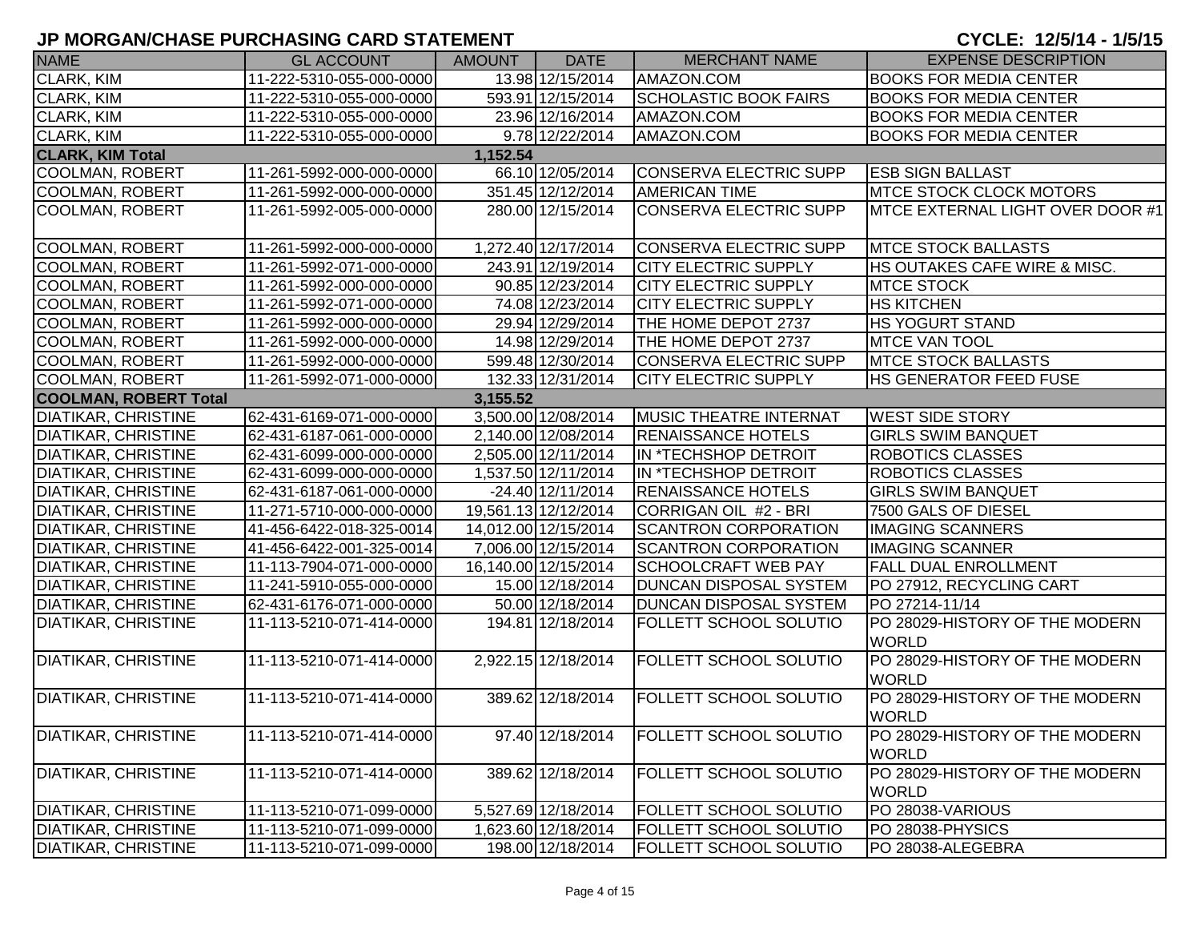# JP MORGAN/CHASE PURCHASING CARD STATEMENT

**CYCLE: 12/5/14 - 1/5/15**

| NAME | GL ACCOUNT | AMOUNT | DATE | MERCHANT NAME | EXPENSE DESCRIPTION |
|---|---|---|---|---|---|
| CLARK, KIM | 11-222-5310-055-000-0000 | 13.98 | 12/15/2014 | AMAZON.COM | BOOKS FOR MEDIA CENTER |
| CLARK, KIM | 11-222-5310-055-000-0000 | 593.91 | 12/15/2014 | SCHOLASTIC BOOK FAIRS | BOOKS FOR MEDIA CENTER |
| CLARK, KIM | 11-222-5310-055-000-0000 | 23.96 | 12/16/2014 | AMAZON.COM | BOOKS FOR MEDIA CENTER |
| CLARK, KIM | 11-222-5310-055-000-0000 | 9.78 | 12/22/2014 | AMAZON.COM | BOOKS FOR MEDIA CENTER |
| **CLARK, KIM Total** | | **1,152.54** | | | |
| COOLMAN, ROBERT | 11-261-5992-000-000-0000 | 66.10 | 12/05/2014 | CONSERVA ELECTRIC SUPP | ESB SIGN BALLAST |
| COOLMAN, ROBERT | 11-261-5992-000-000-0000 | 351.45 | 12/12/2014 | AMERICAN TIME | MTCE STOCK CLOCK MOTORS |
| COOLMAN, ROBERT | 11-261-5992-005-000-0000 | 280.00 | 12/15/2014 | CONSERVA ELECTRIC SUPP | MTCE EXTERNAL LIGHT OVER DOOR #1 |
| COOLMAN, ROBERT | 11-261-5992-000-000-0000 | 1,272.40 | 12/17/2014 | CONSERVA ELECTRIC SUPP | MTCE STOCK BALLASTS |
| COOLMAN, ROBERT | 11-261-5992-071-000-0000 | 243.91 | 12/19/2014 | CITY ELECTRIC SUPPLY | HS OUTAKES CAFE WIRE & MISC. |
| COOLMAN, ROBERT | 11-261-5992-000-000-0000 | 90.85 | 12/23/2014 | CITY ELECTRIC SUPPLY | MTCE STOCK |
| COOLMAN, ROBERT | 11-261-5992-071-000-0000 | 74.08 | 12/23/2014 | CITY ELECTRIC SUPPLY | HS KITCHEN |
| COOLMAN, ROBERT | 11-261-5992-000-000-0000 | 29.94 | 12/29/2014 | THE HOME DEPOT 2737 | HS YOGURT STAND |
| COOLMAN, ROBERT | 11-261-5992-000-000-0000 | 14.98 | 12/29/2014 | THE HOME DEPOT 2737 | MTCE VAN TOOL |
| COOLMAN, ROBERT | 11-261-5992-000-000-0000 | 599.48 | 12/30/2014 | CONSERVA ELECTRIC SUPP | MTCE STOCK BALLASTS |
| COOLMAN, ROBERT | 11-261-5992-071-000-0000 | 132.33 | 12/31/2014 | CITY ELECTRIC SUPPLY | HS GENERATOR FEED FUSE |
| **COOLMAN, ROBERT Total** | | **3,155.52** | | | |
| DIATIKAR, CHRISTINE | 62-431-6169-071-000-0000 | 3,500.00 | 12/08/2014 | MUSIC THEATRE INTERNAT | WEST SIDE STORY |
| DIATIKAR, CHRISTINE | 62-431-6187-061-000-0000 | 2,140.00 | 12/08/2014 | RENAISSANCE HOTELS | GIRLS SWIM BANQUET |
| DIATIKAR, CHRISTINE | 62-431-6099-000-000-0000 | 2,505.00 | 12/11/2014 | IN *TECHSHOP DETROIT | ROBOTICS CLASSES |
| DIATIKAR, CHRISTINE | 62-431-6099-000-000-0000 | 1,537.50 | 12/11/2014 | IN *TECHSHOP DETROIT | ROBOTICS CLASSES |
| DIATIKAR, CHRISTINE | 62-431-6187-061-000-0000 | -24.40 | 12/11/2014 | RENAISSANCE HOTELS | GIRLS SWIM BANQUET |
| DIATIKAR, CHRISTINE | 11-271-5710-000-000-0000 | 19,561.13 | 12/12/2014 | CORRIGAN OIL #2 - BRI | 7500 GALS OF DIESEL |
| DIATIKAR, CHRISTINE | 41-456-6422-018-325-0014 | 14,012.00 | 12/15/2014 | SCANTRON CORPORATION | IMAGING SCANNERS |
| DIATIKAR, CHRISTINE | 41-456-6422-001-325-0014 | 7,006.00 | 12/15/2014 | SCANTRON CORPORATION | IMAGING SCANNER |
| DIATIKAR, CHRISTINE | 11-113-7904-071-000-0000 | 16,140.00 | 12/15/2014 | SCHOOLCRAFT WEB PAY | FALL DUAL ENROLLMENT |
| DIATIKAR, CHRISTINE | 11-241-5910-055-000-0000 | 15.00 | 12/18/2014 | DUNCAN DISPOSAL SYSTEM | PO 27912, RECYCLING CART |
| DIATIKAR, CHRISTINE | 62-431-6176-071-000-0000 | 50.00 | 12/18/2014 | DUNCAN DISPOSAL SYSTEM | PO 27214-11/14 |
| DIATIKAR, CHRISTINE | 11-113-5210-071-414-0000 | 194.81 | 12/18/2014 | FOLLETT SCHOOL SOLUTIO | PO 28029-HISTORY OF THE MODERN WORLD |
| DIATIKAR, CHRISTINE | 11-113-5210-071-414-0000 | 2,922.15 | 12/18/2014 | FOLLETT SCHOOL SOLUTIO | PO 28029-HISTORY OF THE MODERN WORLD |
| DIATIKAR, CHRISTINE | 11-113-5210-071-414-0000 | 389.62 | 12/18/2014 | FOLLETT SCHOOL SOLUTIO | PO 28029-HISTORY OF THE MODERN WORLD |
| DIATIKAR, CHRISTINE | 11-113-5210-071-414-0000 | 97.40 | 12/18/2014 | FOLLETT SCHOOL SOLUTIO | PO 28029-HISTORY OF THE MODERN WORLD |
| DIATIKAR, CHRISTINE | 11-113-5210-071-414-0000 | 389.62 | 12/18/2014 | FOLLETT SCHOOL SOLUTIO | PO 28029-HISTORY OF THE MODERN WORLD |
| DIATIKAR, CHRISTINE | 11-113-5210-071-099-0000 | 5,527.69 | 12/18/2014 | FOLLETT SCHOOL SOLUTIO | PO 28038-VARIOUS |
| DIATIKAR, CHRISTINE | 11-113-5210-071-099-0000 | 1,623.60 | 12/18/2014 | FOLLETT SCHOOL SOLUTIO | PO 28038-PHYSICS |
| DIATIKAR, CHRISTINE | 11-113-5210-071-099-0000 | 198.00 | 12/18/2014 | FOLLETT SCHOOL SOLUTIO | PO 28038-ALEGEBRA |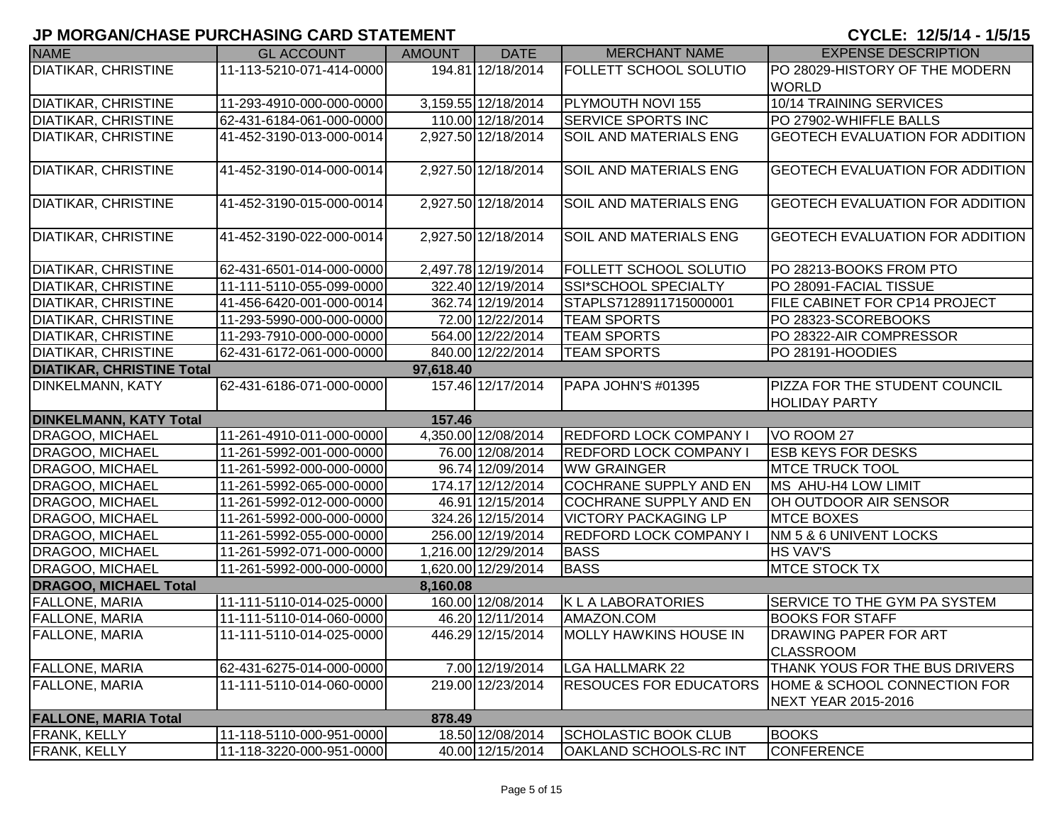## JP MORGAN/CHASE PURCHASING CARD STATEMENT

**CYCLE: 12/5/14 - 1/5/15**

| NAME | GL ACCOUNT | AMOUNT | DATE | MERCHANT NAME | EXPENSE DESCRIPTION |
|---|---|---|---|---|---|
| DIATIKAR, CHRISTINE | 11-113-5210-071-414-0000 | 194.81 | 12/18/2014 | FOLLETT SCHOOL SOLUTIO | PO 28029-HISTORY OF THE MODERN WORLD |
| DIATIKAR, CHRISTINE | 11-293-4910-000-000-0000 | 3,159.55 | 12/18/2014 | PLYMOUTH NOVI 155 | 10/14 TRAINING SERVICES |
| DIATIKAR, CHRISTINE | 62-431-6184-061-000-0000 | 110.00 | 12/18/2014 | SERVICE SPORTS INC | PO 27902-WHIFFLE BALLS |
| DIATIKAR, CHRISTINE | 41-452-3190-013-000-0014 | 2,927.50 | 12/18/2014 | SOIL AND MATERIALS ENG | GEOTECH EVALUATION FOR ADDITION |
| DIATIKAR, CHRISTINE | 41-452-3190-014-000-0014 | 2,927.50 | 12/18/2014 | SOIL AND MATERIALS ENG | GEOTECH EVALUATION FOR ADDITION |
| DIATIKAR, CHRISTINE | 41-452-3190-015-000-0014 | 2,927.50 | 12/18/2014 | SOIL AND MATERIALS ENG | GEOTECH EVALUATION FOR ADDITION |
| DIATIKAR, CHRISTINE | 41-452-3190-022-000-0014 | 2,927.50 | 12/18/2014 | SOIL AND MATERIALS ENG | GEOTECH EVALUATION FOR ADDITION |
| DIATIKAR, CHRISTINE | 62-431-6501-014-000-0000 | 2,497.78 | 12/19/2014 | FOLLETT SCHOOL SOLUTIO | PO 28213-BOOKS FROM PTO |
| DIATIKAR, CHRISTINE | 11-111-5110-055-099-0000 | 322.40 | 12/19/2014 | SSI*SCHOOL SPECIALTY | PO 28091-FACIAL TISSUE |
| DIATIKAR, CHRISTINE | 41-456-6420-001-000-0014 | 362.74 | 12/19/2014 | STAPLS7128911715000001 | FILE CABINET FOR CP14 PROJECT |
| DIATIKAR, CHRISTINE | 11-293-5990-000-000-0000 | 72.00 | 12/22/2014 | TEAM SPORTS | PO 28323-SCOREBOOKS |
| DIATIKAR, CHRISTINE | 11-293-7910-000-000-0000 | 564.00 | 12/22/2014 | TEAM SPORTS | PO 28322-AIR COMPRESSOR |
| DIATIKAR, CHRISTINE | 62-431-6172-061-000-0000 | 840.00 | 12/22/2014 | TEAM SPORTS | PO 28191-HOODIES |
| **DIATIKAR, CHRISTINE Total** | | **97,618.40** | | | |
| DINKELMANN, KATY | 62-431-6186-071-000-0000 | 157.46 | 12/17/2014 | PAPA JOHN'S #01395 | PIZZA FOR THE STUDENT COUNCIL HOLIDAY PARTY |
| **DINKELMANN, KATY Total** | | **157.46** | | | |
| DRAGOO, MICHAEL | 11-261-4910-011-000-0000 | 4,350.00 | 12/08/2014 | REDFORD LOCK COMPANY I | VO ROOM 27 |
| DRAGOO, MICHAEL | 11-261-5992-001-000-0000 | 76.00 | 12/08/2014 | REDFORD LOCK COMPANY I | ESB KEYS FOR DESKS |
| DRAGOO, MICHAEL | 11-261-5992-000-000-0000 | 96.74 | 12/09/2014 | WW GRAINGER | MTCE TRUCK TOOL |
| DRAGOO, MICHAEL | 11-261-5992-065-000-0000 | 174.17 | 12/12/2014 | COCHRANE SUPPLY AND EN | MS AHU-H4 LOW LIMIT |
| DRAGOO, MICHAEL | 11-261-5992-012-000-0000 | 46.91 | 12/15/2014 | COCHRANE SUPPLY AND EN | OH OUTDOOR AIR SENSOR |
| DRAGOO, MICHAEL | 11-261-5992-000-000-0000 | 324.26 | 12/15/2014 | VICTORY PACKAGING LP | MTCE BOXES |
| DRAGOO, MICHAEL | 11-261-5992-055-000-0000 | 256.00 | 12/19/2014 | REDFORD LOCK COMPANY I | NM 5 & 6 UNIVENT LOCKS |
| DRAGOO, MICHAEL | 11-261-5992-071-000-0000 | 1,216.00 | 12/29/2014 | BASS | HS VAV'S |
| DRAGOO, MICHAEL | 11-261-5992-000-000-0000 | 1,620.00 | 12/29/2014 | BASS | MTCE STOCK TX |
| **DRAGOO, MICHAEL Total** | | **8,160.08** | | | |
| FALLONE, MARIA | 11-111-5110-014-025-0000 | 160.00 | 12/08/2014 | K L A LABORATORIES | SERVICE TO THE GYM PA SYSTEM |
| FALLONE, MARIA | 11-111-5110-014-060-0000 | 46.20 | 12/11/2014 | AMAZON.COM | BOOKS FOR STAFF |
| FALLONE, MARIA | 11-111-5110-014-025-0000 | 446.29 | 12/15/2014 | MOLLY HAWKINS HOUSE IN | DRAWING PAPER FOR ART CLASSROOM |
| FALLONE, MARIA | 62-431-6275-014-000-0000 | 7.00 | 12/19/2014 | LGA HALLMARK 22 | THANK YOUS FOR THE BUS DRIVERS |
| FALLONE, MARIA | 11-111-5110-014-060-0000 | 219.00 | 12/23/2014 | RESOUCES FOR EDUCATORS | HOME & SCHOOL CONNECTION FOR NEXT YEAR 2015-2016 |
| **FALLONE, MARIA Total** | | **878.49** | | | |
| FRANK, KELLY | 11-118-5110-000-951-0000 | 18.50 | 12/08/2014 | SCHOLASTIC BOOK CLUB | BOOKS |
| FRANK, KELLY | 11-118-3220-000-951-0000 | 40.00 | 12/15/2014 | OAKLAND SCHOOLS-RC INT | CONFERENCE |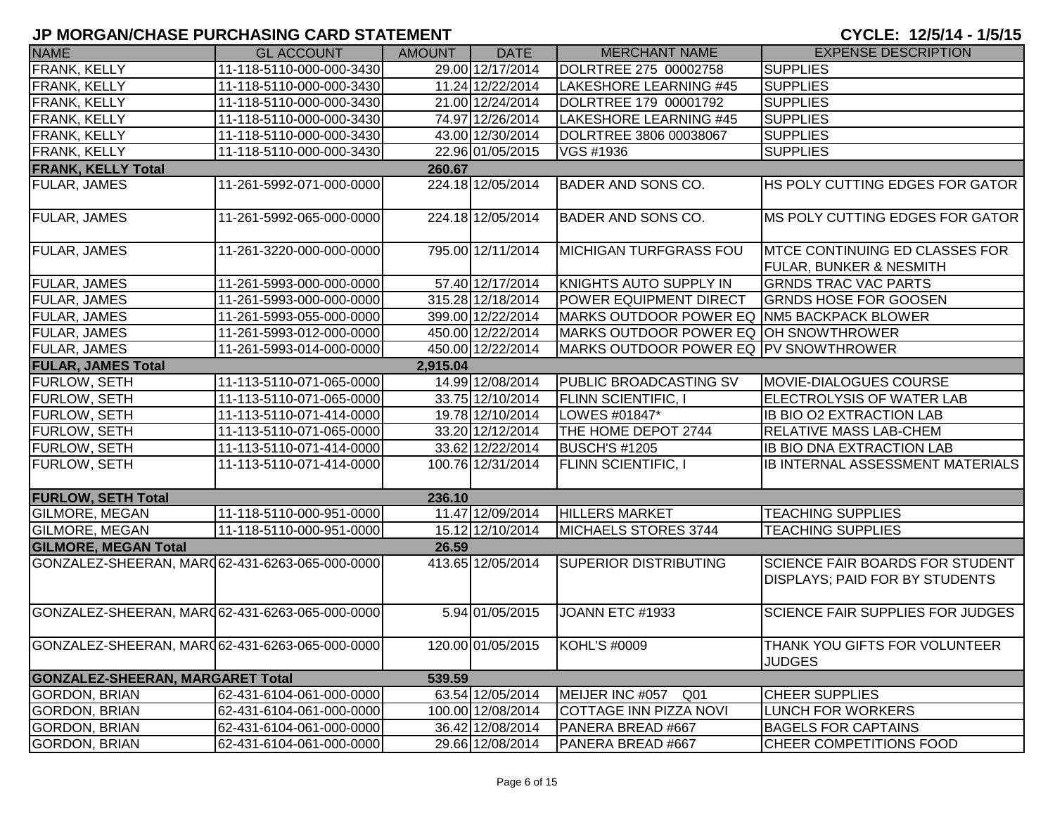# JP MORGAN/CHASE PURCHASING CARD STATEMENT

**CYCLE: 12/5/14 - 1/5/15**

| NAME | GL ACCOUNT | AMOUNT | DATE | MERCHANT NAME | EXPENSE DESCRIPTION |
|---|---|---|---|---|---|
| FRANK, KELLY | 11-118-5110-000-000-3430 | 29.00 | 12/17/2014 | DOLRTREE 275 00002758 | SUPPLIES |
| FRANK, KELLY | 11-118-5110-000-000-3430 | 11.24 | 12/22/2014 | LAKESHORE LEARNING #45 | SUPPLIES |
| FRANK, KELLY | 11-118-5110-000-000-3430 | 21.00 | 12/24/2014 | DOLRTREE 179 00001792 | SUPPLIES |
| FRANK, KELLY | 11-118-5110-000-000-3430 | 74.97 | 12/26/2014 | LAKESHORE LEARNING #45 | SUPPLIES |
| FRANK, KELLY | 11-118-5110-000-000-3430 | 43.00 | 12/30/2014 | DOLRTREE 3806 00038067 | SUPPLIES |
| FRANK, KELLY | 11-118-5110-000-000-3430 | 22.96 | 01/05/2015 | VGS #1936 | SUPPLIES |
| **FRANK, KELLY Total** | | **260.67** | | | |
| FULAR, JAMES | 11-261-5992-071-000-0000 | 224.18 | 12/05/2014 | BADER AND SONS CO. | HS POLY CUTTING EDGES FOR GATOR |
| FULAR, JAMES | 11-261-5992-065-000-0000 | 224.18 | 12/05/2014 | BADER AND SONS CO. | MS POLY CUTTING EDGES FOR GATOR |
| FULAR, JAMES | 11-261-3220-000-000-0000 | 795.00 | 12/11/2014 | MICHIGAN TURFGRASS FOU | MTCE CONTINUING ED CLASSES FOR FULAR, BUNKER & NESMITH |
| FULAR, JAMES | 11-261-5993-000-000-0000 | 57.40 | 12/17/2014 | KNIGHTS AUTO SUPPLY IN | GRNDS TRAC VAC PARTS |
| FULAR, JAMES | 11-261-5993-000-000-0000 | 315.28 | 12/18/2014 | POWER EQUIPMENT DIRECT | GRNDS HOSE FOR GOOSEN |
| FULAR, JAMES | 11-261-5993-055-000-0000 | 399.00 | 12/22/2014 | MARKS OUTDOOR POWER EQ | NM5 BACKPACK BLOWER |
| FULAR, JAMES | 11-261-5993-012-000-0000 | 450.00 | 12/22/2014 | MARKS OUTDOOR POWER EQ | OH SNOWTHROWER |
| FULAR, JAMES | 11-261-5993-014-000-0000 | 450.00 | 12/22/2014 | MARKS OUTDOOR POWER EQ | PV SNOWTHROWER |
| **FULAR, JAMES Total** | | **2,915.04** | | | |
| FURLOW, SETH | 11-113-5110-071-065-0000 | 14.99 | 12/08/2014 | PUBLIC BROADCASTING SV | MOVIE-DIALOGUES COURSE |
| FURLOW, SETH | 11-113-5110-071-065-0000 | 33.75 | 12/10/2014 | FLINN SCIENTIFIC, I | ELECTROLYSIS OF WATER LAB |
| FURLOW, SETH | 11-113-5110-071-414-0000 | 19.78 | 12/10/2014 | LOWES #01847* | IB BIO O2 EXTRACTION LAB |
| FURLOW, SETH | 11-113-5110-071-065-0000 | 33.20 | 12/12/2014 | THE HOME DEPOT 2744 | RELATIVE MASS LAB-CHEM |
| FURLOW, SETH | 11-113-5110-071-414-0000 | 33.62 | 12/22/2014 | BUSCH'S #1205 | IB BIO DNA EXTRACTION LAB |
| FURLOW, SETH | 11-113-5110-071-414-0000 | 100.76 | 12/31/2014 | FLINN SCIENTIFIC, I | IB INTERNAL ASSESSMENT MATERIALS |
| **FURLOW, SETH Total** | | **236.10** | | | |
| GILMORE, MEGAN | 11-118-5110-000-951-0000 | 11.47 | 12/09/2014 | HILLERS MARKET | TEACHING SUPPLIES |
| GILMORE, MEGAN | 11-118-5110-000-951-0000 | 15.12 | 12/10/2014 | MICHAELS STORES 3744 | TEACHING SUPPLIES |
| **GILMORE, MEGAN Total** | | **26.59** | | | |
| GONZALEZ-SHEERAN, MAR( | 62-431-6263-065-000-0000 | 413.65 | 12/05/2014 | SUPERIOR DISTRIBUTING | SCIENCE FAIR BOARDS FOR STUDENT DISPLAYS; PAID FOR BY STUDENTS |
| GONZALEZ-SHEERAN, MAR( | 62-431-6263-065-000-0000 | 5.94 | 01/05/2015 | JOANN ETC #1933 | SCIENCE FAIR SUPPLIES FOR JUDGES |
| GONZALEZ-SHEERAN, MAR( | 62-431-6263-065-000-0000 | 120.00 | 01/05/2015 | KOHL'S #0009 | THANK YOU GIFTS FOR VOLUNTEER JUDGES |
| **GONZALEZ-SHEERAN, MARGARET Total** | | **539.59** | | | |
| GORDON, BRIAN | 62-431-6104-061-000-0000 | 63.54 | 12/05/2014 | MEIJER INC #057 Q01 | CHEER SUPPLIES |
| GORDON, BRIAN | 62-431-6104-061-000-0000 | 100.00 | 12/08/2014 | COTTAGE INN PIZZA NOVI | LUNCH FOR WORKERS |
| GORDON, BRIAN | 62-431-6104-061-000-0000 | 36.42 | 12/08/2014 | PANERA BREAD #667 | BAGELS FOR CAPTAINS |
| GORDON, BRIAN | 62-431-6104-061-000-0000 | 29.66 | 12/08/2014 | PANERA BREAD #667 | CHEER COMPETITIONS FOOD |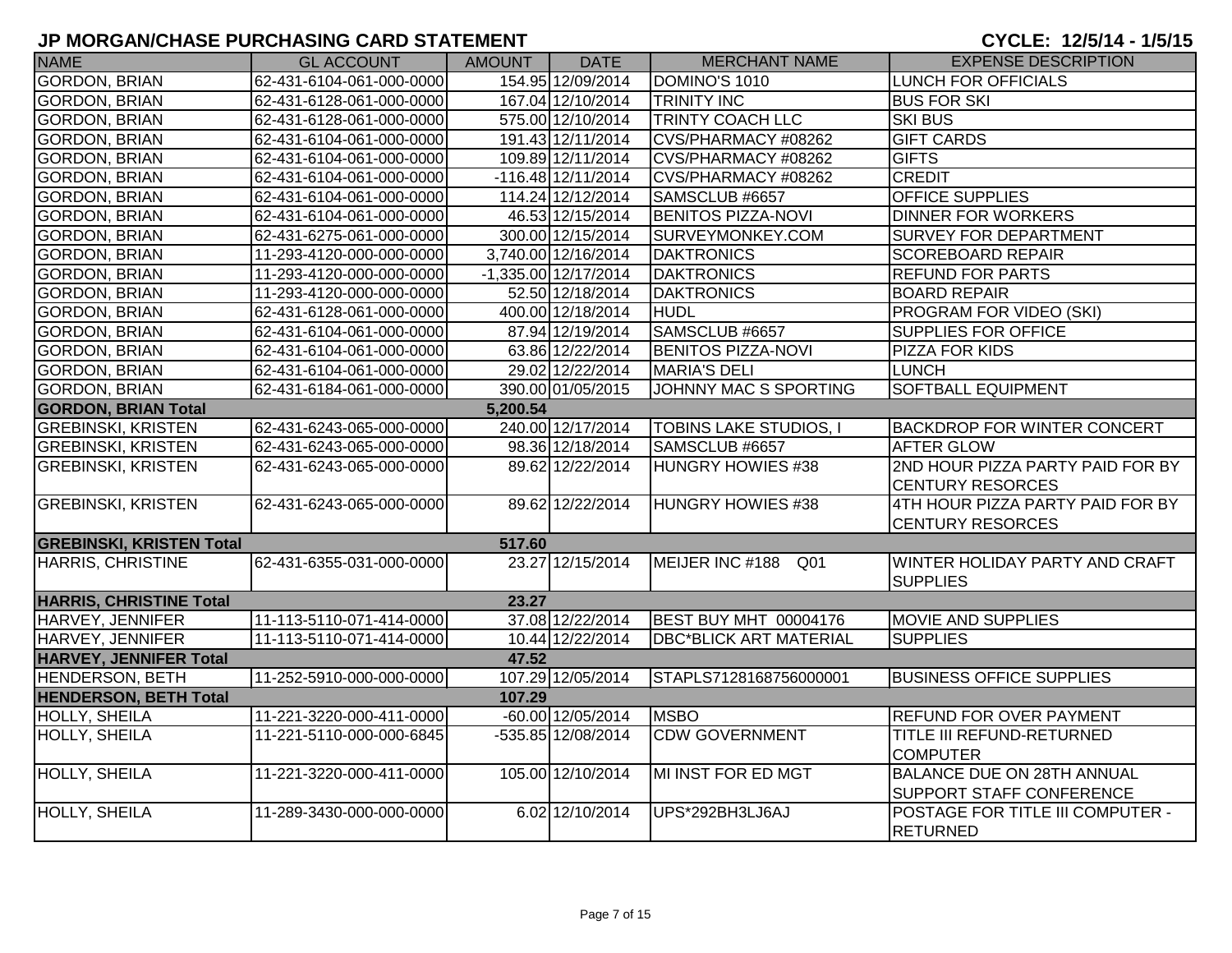# JP MORGAN/CHASE PURCHASING CARD STATEMENT

**CYCLE: 12/5/14 - 1/5/15**

| NAME | GL ACCOUNT | AMOUNT | DATE | MERCHANT NAME | EXPENSE DESCRIPTION |
|---|---|---|---|---|---|
| GORDON, BRIAN | 62-431-6104-061-000-0000 | 154.95 | 12/09/2014 | DOMINO'S 1010 | LUNCH FOR OFFICIALS |
| GORDON, BRIAN | 62-431-6128-061-000-0000 | 167.04 | 12/10/2014 | TRINITY INC | BUS FOR SKI |
| GORDON, BRIAN | 62-431-6128-061-000-0000 | 575.00 | 12/10/2014 | TRINTY COACH LLC | SKI BUS |
| GORDON, BRIAN | 62-431-6104-061-000-0000 | 191.43 | 12/11/2014 | CVS/PHARMACY #08262 | GIFT CARDS |
| GORDON, BRIAN | 62-431-6104-061-000-0000 | 109.89 | 12/11/2014 | CVS/PHARMACY #08262 | GIFTS |
| GORDON, BRIAN | 62-431-6104-061-000-0000 | -116.48 | 12/11/2014 | CVS/PHARMACY #08262 | CREDIT |
| GORDON, BRIAN | 62-431-6104-061-000-0000 | 114.24 | 12/12/2014 | SAMSCLUB #6657 | OFFICE SUPPLIES |
| GORDON, BRIAN | 62-431-6104-061-000-0000 | 46.53 | 12/15/2014 | BENITOS PIZZA-NOVI | DINNER FOR WORKERS |
| GORDON, BRIAN | 62-431-6275-061-000-0000 | 300.00 | 12/15/2014 | SURVEYMONKEY.COM | SURVEY FOR DEPARTMENT |
| GORDON, BRIAN | 11-293-4120-000-000-0000 | 3,740.00 | 12/16/2014 | DAKTRONICS | SCOREBOARD REPAIR |
| GORDON, BRIAN | 11-293-4120-000-000-0000 | -1,335.00 | 12/17/2014 | DAKTRONICS | REFUND FOR PARTS |
| GORDON, BRIAN | 11-293-4120-000-000-0000 | 52.50 | 12/18/2014 | DAKTRONICS | BOARD REPAIR |
| GORDON, BRIAN | 62-431-6128-061-000-0000 | 400.00 | 12/18/2014 | HUDL | PROGRAM FOR VIDEO (SKI) |
| GORDON, BRIAN | 62-431-6104-061-000-0000 | 87.94 | 12/19/2014 | SAMSCLUB #6657 | SUPPLIES FOR OFFICE |
| GORDON, BRIAN | 62-431-6104-061-000-0000 | 63.86 | 12/22/2014 | BENITOS PIZZA-NOVI | PIZZA FOR KIDS |
| GORDON, BRIAN | 62-431-6104-061-000-0000 | 29.02 | 12/22/2014 | MARIA'S DELI | LUNCH |
| GORDON, BRIAN | 62-431-6184-061-000-0000 | 390.00 | 01/05/2015 | JOHNNY MAC S SPORTING | SOFTBALL EQUIPMENT |
| **GORDON, BRIAN Total** | | **5,200.54** | | | |
| GREBINSKI, KRISTEN | 62-431-6243-065-000-0000 | 240.00 | 12/17/2014 | TOBINS LAKE STUDIOS, I | BACKDROP FOR WINTER CONCERT |
| GREBINSKI, KRISTEN | 62-431-6243-065-000-0000 | 98.36 | 12/18/2014 | SAMSCLUB #6657 | AFTER GLOW |
| GREBINSKI, KRISTEN | 62-431-6243-065-000-0000 | 89.62 | 12/22/2014 | HUNGRY HOWIES #38 | 2ND HOUR PIZZA PARTY PAID FOR BY CENTURY RESORCES |
| GREBINSKI, KRISTEN | 62-431-6243-065-000-0000 | 89.62 | 12/22/2014 | HUNGRY HOWIES #38 | 4TH HOUR PIZZA PARTY PAID FOR BY CENTURY RESORCES |
| **GREBINSKI, KRISTEN Total** | | **517.60** | | | |
| HARRIS, CHRISTINE | 62-431-6355-031-000-0000 | 23.27 | 12/15/2014 | MEIJER INC #188 Q01 | WINTER HOLIDAY PARTY AND CRAFT SUPPLIES |
| **HARRIS, CHRISTINE Total** | | **23.27** | | | |
| HARVEY, JENNIFER | 11-113-5110-071-414-0000 | 37.08 | 12/22/2014 | BEST BUY MHT 00004176 | MOVIE AND SUPPLIES |
| HARVEY, JENNIFER | 11-113-5110-071-414-0000 | 10.44 | 12/22/2014 | DBC*BLICK ART MATERIAL | SUPPLIES |
| **HARVEY, JENNIFER Total** | | **47.52** | | | |
| HENDERSON, BETH | 11-252-5910-000-000-0000 | 107.29 | 12/05/2014 | STAPLS7128168756000001 | BUSINESS OFFICE SUPPLIES |
| **HENDERSON, BETH Total** | | **107.29** | | | |
| HOLLY, SHEILA | 11-221-3220-000-411-0000 | -60.00 | 12/05/2014 | MSBO | REFUND FOR OVER PAYMENT |
| HOLLY, SHEILA | 11-221-5110-000-000-6845 | -535.85 | 12/08/2014 | CDW GOVERNMENT | TITLE III REFUND-RETURNED COMPUTER |
| HOLLY, SHEILA | 11-221-3220-000-411-0000 | 105.00 | 12/10/2014 | MI INST FOR ED MGT | BALANCE DUE ON 28TH ANNUAL SUPPORT STAFF CONFERENCE |
| HOLLY, SHEILA | 11-289-3430-000-000-0000 | 6.02 | 12/10/2014 | UPS*292BH3LJ6AJ | POSTAGE FOR TITLE III COMPUTER - RETURNED |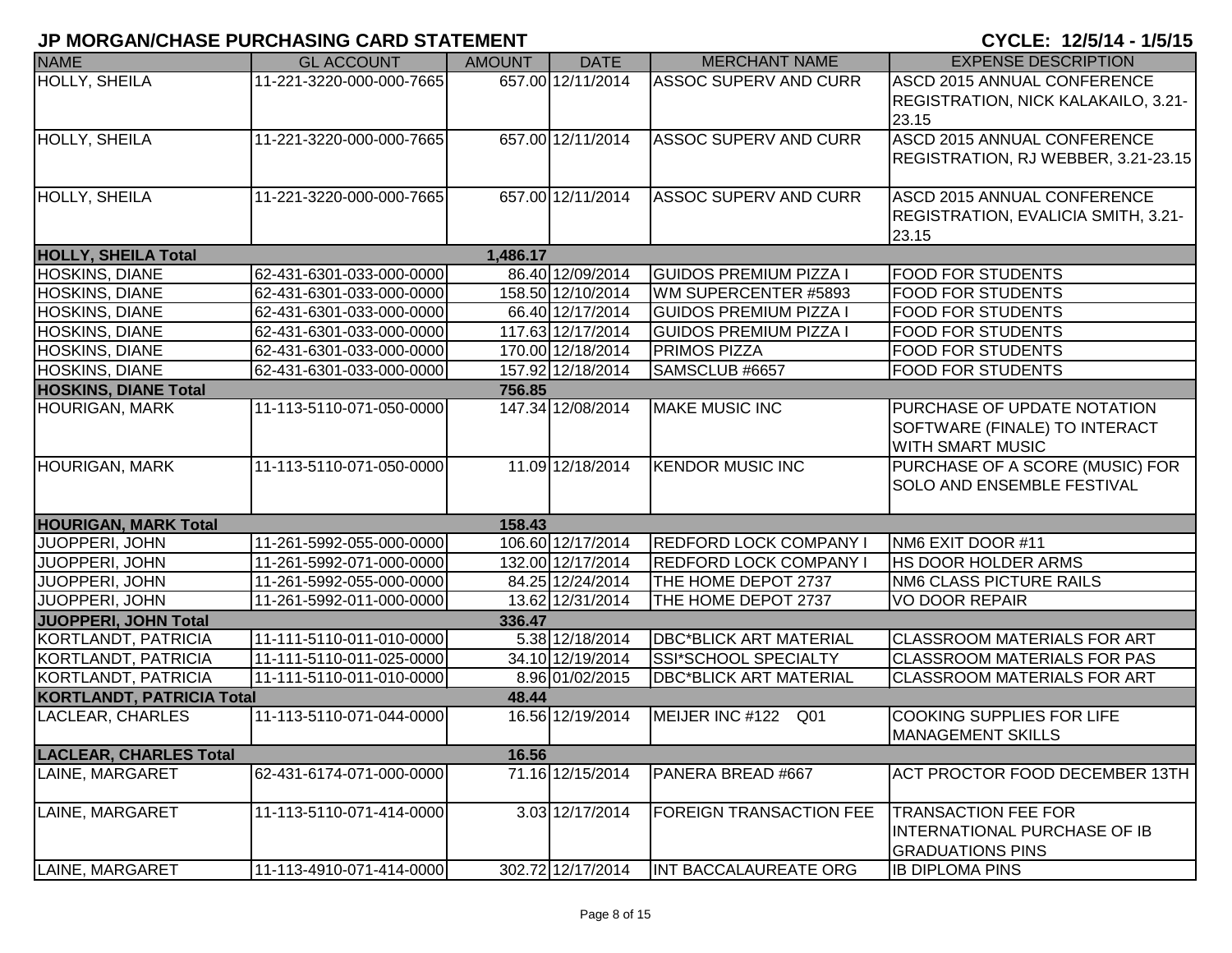# JP MORGAN/CHASE PURCHASING CARD STATEMENT

**CYCLE: 12/5/14 - 1/5/15**

| NAME | GL ACCOUNT | AMOUNT | DATE | MERCHANT NAME | EXPENSE DESCRIPTION |
|---|---|---|---|---|---|
| HOLLY, SHEILA | 11-221-3220-000-000-7665 | 657.00 | 12/11/2014 | ASSOC SUPERV AND CURR | ASCD 2015 ANNUAL CONFERENCE REGISTRATION, NICK KALAKAILO, 3.21-23.15 |
| HOLLY, SHEILA | 11-221-3220-000-000-7665 | 657.00 | 12/11/2014 | ASSOC SUPERV AND CURR | ASCD 2015 ANNUAL CONFERENCE REGISTRATION, RJ WEBBER, 3.21-23.15 |
| HOLLY, SHEILA | 11-221-3220-000-000-7665 | 657.00 | 12/11/2014 | ASSOC SUPERV AND CURR | ASCD 2015 ANNUAL CONFERENCE REGISTRATION, EVALICIA SMITH, 3.21-23.15 |
| **HOLLY, SHEILA Total** | | **1,486.17** | | | |
| HOSKINS, DIANE | 62-431-6301-033-000-0000 | 86.40 | 12/09/2014 | GUIDOS PREMIUM PIZZA I | FOOD FOR STUDENTS |
| HOSKINS, DIANE | 62-431-6301-033-000-0000 | 158.50 | 12/10/2014 | WM SUPERCENTER #5893 | FOOD FOR STUDENTS |
| HOSKINS, DIANE | 62-431-6301-033-000-0000 | 66.40 | 12/17/2014 | GUIDOS PREMIUM PIZZA I | FOOD FOR STUDENTS |
| HOSKINS, DIANE | 62-431-6301-033-000-0000 | 117.63 | 12/17/2014 | GUIDOS PREMIUM PIZZA I | FOOD FOR STUDENTS |
| HOSKINS, DIANE | 62-431-6301-033-000-0000 | 170.00 | 12/18/2014 | PRIMOS PIZZA | FOOD FOR STUDENTS |
| HOSKINS, DIANE | 62-431-6301-033-000-0000 | 157.92 | 12/18/2014 | SAMSCLUB #6657 | FOOD FOR STUDENTS |
| **HOSKINS, DIANE Total** | | **756.85** | | | |
| HOURIGAN, MARK | 11-113-5110-071-050-0000 | 147.34 | 12/08/2014 | MAKE MUSIC INC | PURCHASE OF UPDATE NOTATION SOFTWARE (FINALE) TO INTERACT WITH SMART MUSIC |
| HOURIGAN, MARK | 11-113-5110-071-050-0000 | 11.09 | 12/18/2014 | KENDOR MUSIC INC | PURCHASE OF A SCORE (MUSIC) FOR SOLO AND ENSEMBLE FESTIVAL |
| **HOURIGAN, MARK Total** | | **158.43** | | | |
| JUOPPERI, JOHN | 11-261-5992-055-000-0000 | 106.60 | 12/17/2014 | REDFORD LOCK COMPANY I | NM6 EXIT DOOR #11 |
| JUOPPERI, JOHN | 11-261-5992-071-000-0000 | 132.00 | 12/17/2014 | REDFORD LOCK COMPANY I | HS DOOR HOLDER ARMS |
| JUOPPERI, JOHN | 11-261-5992-055-000-0000 | 84.25 | 12/24/2014 | THE HOME DEPOT 2737 | NM6 CLASS PICTURE RAILS |
| JUOPPERI, JOHN | 11-261-5992-011-000-0000 | 13.62 | 12/31/2014 | THE HOME DEPOT 2737 | VO DOOR REPAIR |
| **JUOPPERI, JOHN Total** | | **336.47** | | | |
| KORTLANDT, PATRICIA | 11-111-5110-011-010-0000 | 5.38 | 12/18/2014 | DBC*BLICK ART MATERIAL | CLASSROOM MATERIALS FOR ART |
| KORTLANDT, PATRICIA | 11-111-5110-011-025-0000 | 34.10 | 12/19/2014 | SSI*SCHOOL SPECIALTY | CLASSROOM MATERIALS FOR PAS |
| KORTLANDT, PATRICIA | 11-111-5110-011-010-0000 | 8.96 | 01/02/2015 | DBC*BLICK ART MATERIAL | CLASSROOM MATERIALS FOR ART |
| **KORTLANDT, PATRICIA Total** | | **48.44** | | | |
| LACLEAR, CHARLES | 11-113-5110-071-044-0000 | 16.56 | 12/19/2014 | MEIJER INC #122 Q01 | COOKING SUPPLIES FOR LIFE MANAGEMENT SKILLS |
| **LACLEAR, CHARLES Total** | | **16.56** | | | |
| LAINE, MARGARET | 62-431-6174-071-000-0000 | 71.16 | 12/15/2014 | PANERA BREAD #667 | ACT PROCTOR FOOD DECEMBER 13TH |
| LAINE, MARGARET | 11-113-5110-071-414-0000 | 3.03 | 12/17/2014 | FOREIGN TRANSACTION FEE | TRANSACTION FEE FOR INTERNATIONAL PURCHASE OF IB GRADUATIONS PINS |
| LAINE, MARGARET | 11-113-4910-071-414-0000 | 302.72 | 12/17/2014 | INT BACCALAUREATE ORG | IB DIPLOMA PINS |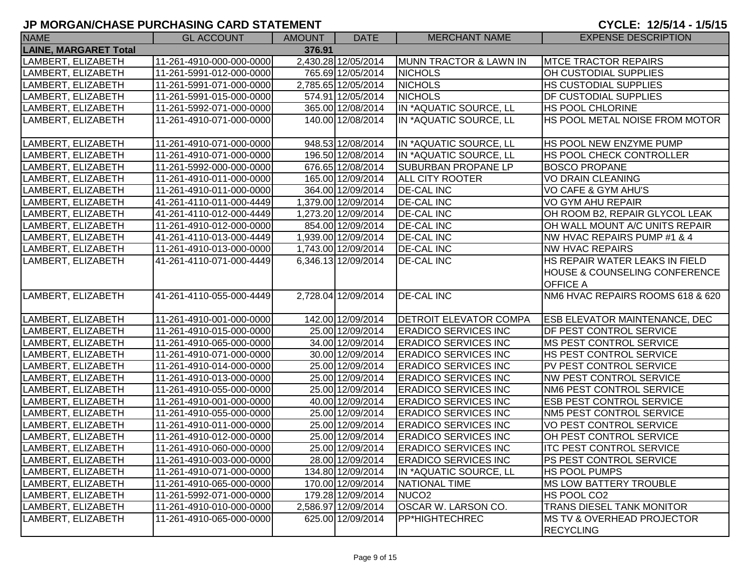# JP MORGAN/CHASE PURCHASING CARD STATEMENT

**CYCLE: 12/5/14 - 1/5/15**

| NAME | GL ACCOUNT | AMOUNT | DATE | MERCHANT NAME | EXPENSE DESCRIPTION |
|---|---|---|---|---|---|
| **LAINE, MARGARET Total** | | **376.91** | | | |
| LAMBERT, ELIZABETH | 11-261-4910-000-000-0000 | 2,430.28 | 12/05/2014 | MUNN TRACTOR & LAWN IN | MTCE TRACTOR REPAIRS |
| LAMBERT, ELIZABETH | 11-261-5991-012-000-0000 | 765.69 | 12/05/2014 | NICHOLS | OH CUSTODIAL SUPPLIES |
| LAMBERT, ELIZABETH | 11-261-5991-071-000-0000 | 2,785.65 | 12/05/2014 | NICHOLS | HS CUSTODIAL SUPPLIES |
| LAMBERT, ELIZABETH | 11-261-5991-015-000-0000 | 574.91 | 12/05/2014 | NICHOLS | DF CUSTODIAL SUPPLIES |
| LAMBERT, ELIZABETH | 11-261-5992-071-000-0000 | 365.00 | 12/08/2014 | IN *AQUATIC SOURCE, LL | HS POOL CHLORINE |
| LAMBERT, ELIZABETH | 11-261-4910-071-000-0000 | 140.00 | 12/08/2014 | IN *AQUATIC SOURCE, LL | HS POOL METAL NOISE FROM MOTOR |
| LAMBERT, ELIZABETH | 11-261-4910-071-000-0000 | 948.53 | 12/08/2014 | IN *AQUATIC SOURCE, LL | HS POOL NEW ENZYME PUMP |
| LAMBERT, ELIZABETH | 11-261-4910-071-000-0000 | 196.50 | 12/08/2014 | IN *AQUATIC SOURCE, LL | HS POOL CHECK CONTROLLER |
| LAMBERT, ELIZABETH | 11-261-5992-000-000-0000 | 676.65 | 12/08/2014 | SUBURBAN PROPANE LP | BOSCO PROPANE |
| LAMBERT, ELIZABETH | 11-261-4910-011-000-0000 | 165.00 | 12/09/2014 | ALL CITY ROOTER | VO DRAIN CLEANING |
| LAMBERT, ELIZABETH | 11-261-4910-011-000-0000 | 364.00 | 12/09/2014 | DE-CAL INC | VO CAFE & GYM AHU'S |
| LAMBERT, ELIZABETH | 41-261-4110-011-000-4449 | 1,379.00 | 12/09/2014 | DE-CAL INC | VO GYM AHU REPAIR |
| LAMBERT, ELIZABETH | 41-261-4110-012-000-4449 | 1,273.20 | 12/09/2014 | DE-CAL INC | OH ROOM B2, REPAIR GLYCOL LEAK |
| LAMBERT, ELIZABETH | 11-261-4910-012-000-0000 | 854.00 | 12/09/2014 | DE-CAL INC | OH WALL MOUNT A/C UNITS REPAIR |
| LAMBERT, ELIZABETH | 41-261-4110-013-000-4449 | 1,939.00 | 12/09/2014 | DE-CAL INC | NW HVAC REPAIRS PUMP #1 & 4 |
| LAMBERT, ELIZABETH | 11-261-4910-013-000-0000 | 1,743.00 | 12/09/2014 | DE-CAL INC | NW HVAC REPAIRS |
| LAMBERT, ELIZABETH | 41-261-4110-071-000-4449 | 6,346.13 | 12/09/2014 | DE-CAL INC | HS REPAIR WATER LEAKS IN FIELD HOUSE & COUNSELING CONFERENCE OFFICE A |
| LAMBERT, ELIZABETH | 41-261-4110-055-000-4449 | 2,728.04 | 12/09/2014 | DE-CAL INC | NM6 HVAC REPAIRS ROOMS 618 & 620 |
| LAMBERT, ELIZABETH | 11-261-4910-001-000-0000 | 142.00 | 12/09/2014 | DETROIT ELEVATOR COMPA | ESB ELEVATOR MAINTENANCE, DEC |
| LAMBERT, ELIZABETH | 11-261-4910-015-000-0000 | 25.00 | 12/09/2014 | ERADICO SERVICES INC | DF PEST CONTROL SERVICE |
| LAMBERT, ELIZABETH | 11-261-4910-065-000-0000 | 34.00 | 12/09/2014 | ERADICO SERVICES INC | MS PEST CONTROL SERVICE |
| LAMBERT, ELIZABETH | 11-261-4910-071-000-0000 | 30.00 | 12/09/2014 | ERADICO SERVICES INC | HS PEST CONTROL SERVICE |
| LAMBERT, ELIZABETH | 11-261-4910-014-000-0000 | 25.00 | 12/09/2014 | ERADICO SERVICES INC | PV PEST CONTROL SERVICE |
| LAMBERT, ELIZABETH | 11-261-4910-013-000-0000 | 25.00 | 12/09/2014 | ERADICO SERVICES INC | NW PEST CONTROL SERVICE |
| LAMBERT, ELIZABETH | 11-261-4910-055-000-0000 | 25.00 | 12/09/2014 | ERADICO SERVICES INC | NM6 PEST CONTROL SERVICE |
| LAMBERT, ELIZABETH | 11-261-4910-001-000-0000 | 40.00 | 12/09/2014 | ERADICO SERVICES INC | ESB PEST CONTROL SERVICE |
| LAMBERT, ELIZABETH | 11-261-4910-055-000-0000 | 25.00 | 12/09/2014 | ERADICO SERVICES INC | NM5 PEST CONTROL SERVICE |
| LAMBERT, ELIZABETH | 11-261-4910-011-000-0000 | 25.00 | 12/09/2014 | ERADICO SERVICES INC | VO PEST CONTROL SERVICE |
| LAMBERT, ELIZABETH | 11-261-4910-012-000-0000 | 25.00 | 12/09/2014 | ERADICO SERVICES INC | OH PEST CONTROL SERVICE |
| LAMBERT, ELIZABETH | 11-261-4910-060-000-0000 | 25.00 | 12/09/2014 | ERADICO SERVICES INC | ITC PEST CONTROL SERVICE |
| LAMBERT, ELIZABETH | 11-261-4910-003-000-0000 | 28.00 | 12/09/2014 | ERADICO SERVICES INC | PS PEST CONTROL SERVICE |
| LAMBERT, ELIZABETH | 11-261-4910-071-000-0000 | 134.80 | 12/09/2014 | IN *AQUATIC SOURCE, LL | HS POOL PUMPS |
| LAMBERT, ELIZABETH | 11-261-4910-065-000-0000 | 170.00 | 12/09/2014 | NATIONAL TIME | MS LOW BATTERY TROUBLE |
| LAMBERT, ELIZABETH | 11-261-5992-071-000-0000 | 179.28 | 12/09/2014 | NUCO2 | HS POOL CO2 |
| LAMBERT, ELIZABETH | 11-261-4910-010-000-0000 | 2,586.97 | 12/09/2014 | OSCAR W. LARSON CO. | TRANS DIESEL TANK MONITOR |
| LAMBERT, ELIZABETH | 11-261-4910-065-000-0000 | 625.00 | 12/09/2014 | PP*HIGHTECHREC | MS TV & OVERHEAD PROJECTOR RECYCLING |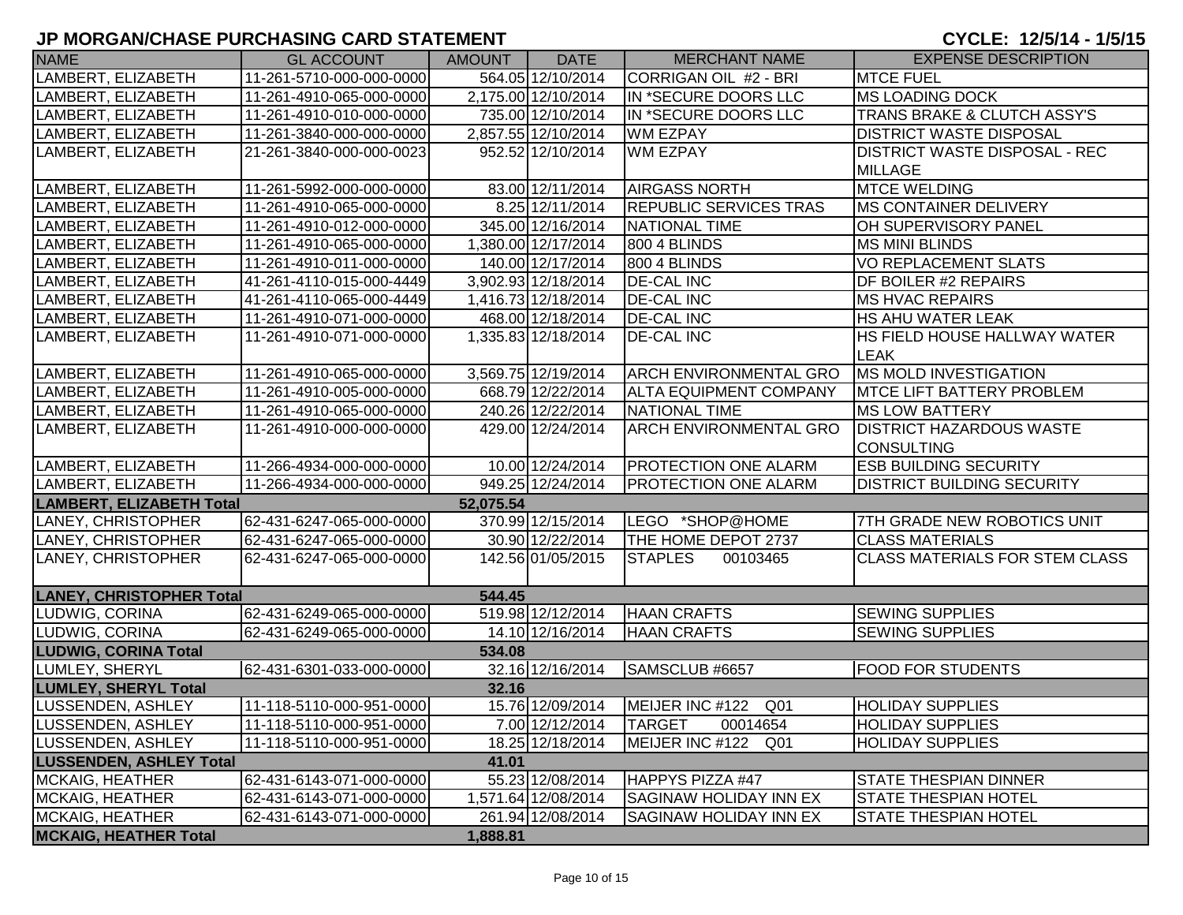# JP MORGAN/CHASE PURCHASING CARD STATEMENT

**CYCLE: 12/5/14 - 1/5/15**

| NAME | GL ACCOUNT | AMOUNT | DATE | MERCHANT NAME | EXPENSE DESCRIPTION |
|---|---|---|---|---|---|
| LAMBERT, ELIZABETH | 11-261-5710-000-000-0000 | 564.05 | 12/10/2014 | CORRIGAN OIL #2 - BRI | MTCE FUEL |
| LAMBERT, ELIZABETH | 11-261-4910-065-000-0000 | 2,175.00 | 12/10/2014 | IN *SECURE DOORS LLC | MS LOADING DOCK |
| LAMBERT, ELIZABETH | 11-261-4910-010-000-0000 | 735.00 | 12/10/2014 | IN *SECURE DOORS LLC | TRANS BRAKE & CLUTCH ASSY'S |
| LAMBERT, ELIZABETH | 11-261-3840-000-000-0000 | 2,857.55 | 12/10/2014 | WM EZPAY | DISTRICT WASTE DISPOSAL |
| LAMBERT, ELIZABETH | 21-261-3840-000-000-0023 | 952.52 | 12/10/2014 | WM EZPAY | DISTRICT WASTE DISPOSAL - REC MILLAGE |
| LAMBERT, ELIZABETH | 11-261-5992-000-000-0000 | 83.00 | 12/11/2014 | AIRGASS NORTH | MTCE WELDING |
| LAMBERT, ELIZABETH | 11-261-4910-065-000-0000 | 8.25 | 12/11/2014 | REPUBLIC SERVICES TRAS | MS CONTAINER DELIVERY |
| LAMBERT, ELIZABETH | 11-261-4910-012-000-0000 | 345.00 | 12/16/2014 | NATIONAL TIME | OH SUPERVISORY PANEL |
| LAMBERT, ELIZABETH | 11-261-4910-065-000-0000 | 1,380.00 | 12/17/2014 | 800 4 BLINDS | MS MINI BLINDS |
| LAMBERT, ELIZABETH | 11-261-4910-011-000-0000 | 140.00 | 12/17/2014 | 800 4 BLINDS | VO REPLACEMENT SLATS |
| LAMBERT, ELIZABETH | 41-261-4110-015-000-4449 | 3,902.93 | 12/18/2014 | DE-CAL INC | DF BOILER #2 REPAIRS |
| LAMBERT, ELIZABETH | 41-261-4110-065-000-4449 | 1,416.73 | 12/18/2014 | DE-CAL INC | MS HVAC REPAIRS |
| LAMBERT, ELIZABETH | 11-261-4910-071-000-0000 | 468.00 | 12/18/2014 | DE-CAL INC | HS AHU WATER LEAK |
| LAMBERT, ELIZABETH | 11-261-4910-071-000-0000 | 1,335.83 | 12/18/2014 | DE-CAL INC | HS FIELD HOUSE HALLWAY WATER LEAK |
| LAMBERT, ELIZABETH | 11-261-4910-065-000-0000 | 3,569.75 | 12/19/2014 | ARCH ENVIRONMENTAL GRO | MS MOLD INVESTIGATION |
| LAMBERT, ELIZABETH | 11-261-4910-005-000-0000 | 668.79 | 12/22/2014 | ALTA EQUIPMENT COMPANY | MTCE LIFT BATTERY PROBLEM |
| LAMBERT, ELIZABETH | 11-261-4910-065-000-0000 | 240.26 | 12/22/2014 | NATIONAL TIME | MS LOW BATTERY |
| LAMBERT, ELIZABETH | 11-261-4910-000-000-0000 | 429.00 | 12/24/2014 | ARCH ENVIRONMENTAL GRO | DISTRICT HAZARDOUS WASTE CONSULTING |
| LAMBERT, ELIZABETH | 11-266-4934-000-000-0000 | 10.00 | 12/24/2014 | PROTECTION ONE ALARM | ESB BUILDING SECURITY |
| LAMBERT, ELIZABETH | 11-266-4934-000-000-0000 | 949.25 | 12/24/2014 | PROTECTION ONE ALARM | DISTRICT BUILDING SECURITY |
| **LAMBERT, ELIZABETH Total** | | **52,075.54** | | | |
| LANEY, CHRISTOPHER | 62-431-6247-065-000-0000 | 370.99 | 12/15/2014 | LEGO *SHOP@HOME | 7TH GRADE NEW ROBOTICS UNIT |
| LANEY, CHRISTOPHER | 62-431-6247-065-000-0000 | 30.90 | 12/22/2014 | THE HOME DEPOT 2737 | CLASS MATERIALS |
| LANEY, CHRISTOPHER | 62-431-6247-065-000-0000 | 142.56 | 01/05/2015 | STAPLES 00103465 | CLASS MATERIALS FOR STEM CLASS |
| **LANEY, CHRISTOPHER Total** | | **544.45** | | | |
| LUDWIG, CORINA | 62-431-6249-065-000-0000 | 519.98 | 12/12/2014 | HAAN CRAFTS | SEWING SUPPLIES |
| LUDWIG, CORINA | 62-431-6249-065-000-0000 | 14.10 | 12/16/2014 | HAAN CRAFTS | SEWING SUPPLIES |
| **LUDWIG, CORINA Total** | | **534.08** | | | |
| LUMLEY, SHERYL | 62-431-6301-033-000-0000 | 32.16 | 12/16/2014 | SAMSCLUB #6657 | FOOD FOR STUDENTS |
| **LUMLEY, SHERYL Total** | | **32.16** | | | |
| LUSSENDEN, ASHLEY | 11-118-5110-000-951-0000 | 15.76 | 12/09/2014 | MEIJER INC #122 Q01 | HOLIDAY SUPPLIES |
| LUSSENDEN, ASHLEY | 11-118-5110-000-951-0000 | 7.00 | 12/12/2014 | TARGET 00014654 | HOLIDAY SUPPLIES |
| LUSSENDEN, ASHLEY | 11-118-5110-000-951-0000 | 18.25 | 12/18/2014 | MEIJER INC #122 Q01 | HOLIDAY SUPPLIES |
| **LUSSENDEN, ASHLEY Total** | | **41.01** | | | |
| MCKAIG, HEATHER | 62-431-6143-071-000-0000 | 55.23 | 12/08/2014 | HAPPYS PIZZA #47 | STATE THESPIAN DINNER |
| MCKAIG, HEATHER | 62-431-6143-071-000-0000 | 1,571.64 | 12/08/2014 | SAGINAW HOLIDAY INN EX | STATE THESPIAN HOTEL |
| MCKAIG, HEATHER | 62-431-6143-071-000-0000 | 261.94 | 12/08/2014 | SAGINAW HOLIDAY INN EX | STATE THESPIAN HOTEL |
| **MCKAIG, HEATHER Total** | | **1,888.81** | | | |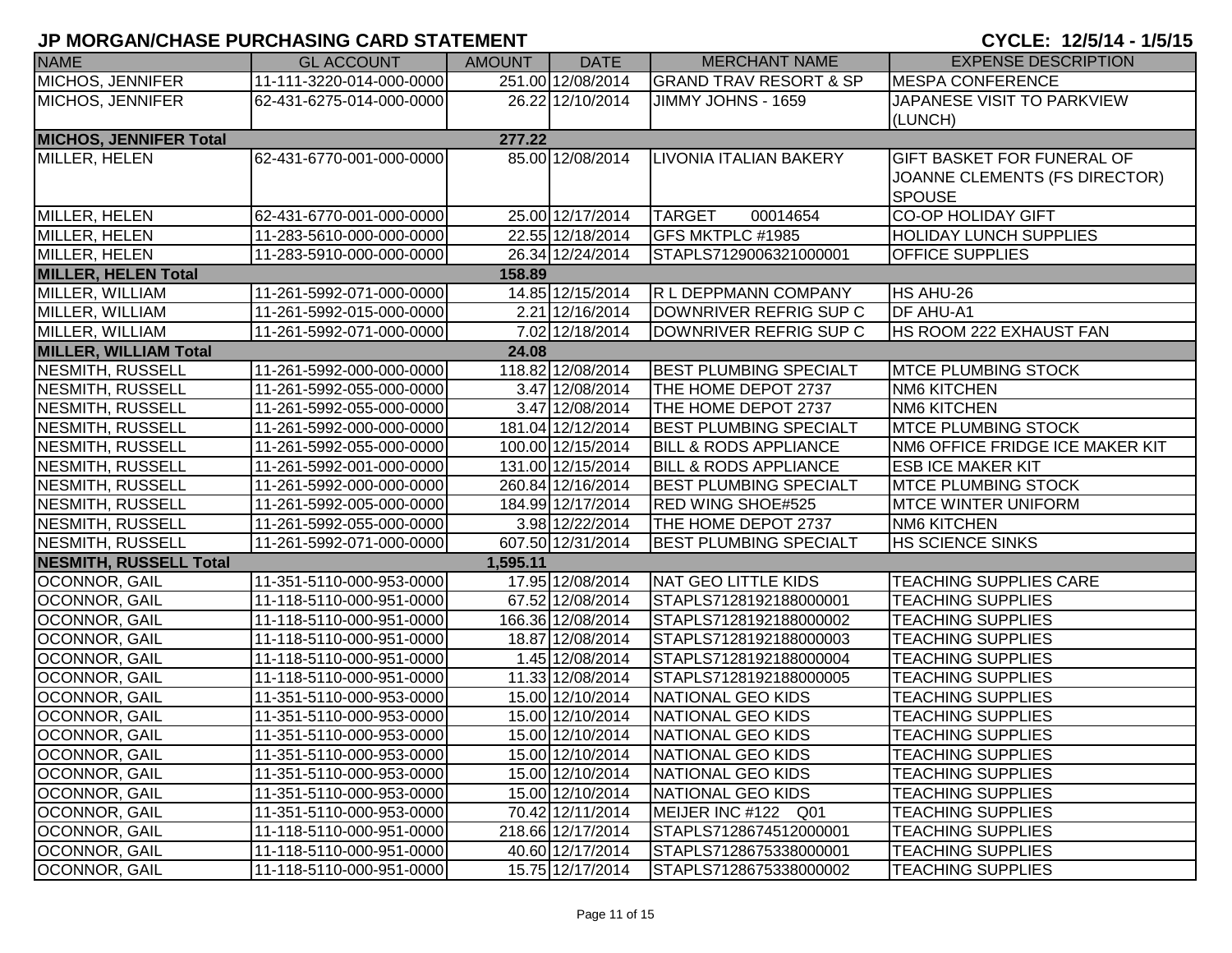## JP MORGAN/CHASE PURCHASING CARD STATEMENT

**CYCLE: 12/5/14 - 1/5/15**

| NAME | GL ACCOUNT | AMOUNT | DATE | MERCHANT NAME | EXPENSE DESCRIPTION |
|---|---|---|---|---|---|
| MICHOS, JENNIFER | 11-111-3220-014-000-0000 | 251.00 | 12/08/2014 | GRAND TRAV RESORT & SP | MESPA CONFERENCE |
| MICHOS, JENNIFER | 62-431-6275-014-000-0000 | 26.22 | 12/10/2014 | JIMMY JOHNS - 1659 | JAPANESE VISIT TO PARKVIEW (LUNCH) |
| **MICHOS, JENNIFER Total** | | **277.22** | | | |
| MILLER, HELEN | 62-431-6770-001-000-0000 | 85.00 | 12/08/2014 | LIVONIA ITALIAN BAKERY | GIFT BASKET FOR FUNERAL OF JOANNE CLEMENTS (FS DIRECTOR) SPOUSE |
| MILLER, HELEN | 62-431-6770-001-000-0000 | 25.00 | 12/17/2014 | TARGET 00014654 | CO-OP HOLIDAY GIFT |
| MILLER, HELEN | 11-283-5610-000-000-0000 | 22.55 | 12/18/2014 | GFS MKTPLC #1985 | HOLIDAY LUNCH SUPPLIES |
| MILLER, HELEN | 11-283-5910-000-000-0000 | 26.34 | 12/24/2014 | STAPLS7129006321000001 | OFFICE SUPPLIES |
| **MILLER, HELEN Total** | | **158.89** | | | |
| MILLER, WILLIAM | 11-261-5992-071-000-0000 | 14.85 | 12/15/2014 | R L DEPPMANN COMPANY | HS AHU-26 |
| MILLER, WILLIAM | 11-261-5992-015-000-0000 | 2.21 | 12/16/2014 | DOWNRIVER REFRIG SUP C | DF AHU-A1 |
| MILLER, WILLIAM | 11-261-5992-071-000-0000 | 7.02 | 12/18/2014 | DOWNRIVER REFRIG SUP C | HS ROOM 222 EXHAUST FAN |
| **MILLER, WILLIAM Total** | | **24.08** | | | |
| NESMITH, RUSSELL | 11-261-5992-000-000-0000 | 118.82 | 12/08/2014 | BEST PLUMBING SPECIALT | MTCE PLUMBING STOCK |
| NESMITH, RUSSELL | 11-261-5992-055-000-0000 | 3.47 | 12/08/2014 | THE HOME DEPOT 2737 | NM6 KITCHEN |
| NESMITH, RUSSELL | 11-261-5992-055-000-0000 | 3.47 | 12/08/2014 | THE HOME DEPOT 2737 | NM6 KITCHEN |
| NESMITH, RUSSELL | 11-261-5992-000-000-0000 | 181.04 | 12/12/2014 | BEST PLUMBING SPECIALT | MTCE PLUMBING STOCK |
| NESMITH, RUSSELL | 11-261-5992-055-000-0000 | 100.00 | 12/15/2014 | BILL & RODS APPLIANCE | NM6 OFFICE FRIDGE ICE MAKER KIT |
| NESMITH, RUSSELL | 11-261-5992-001-000-0000 | 131.00 | 12/15/2014 | BILL & RODS APPLIANCE | ESB ICE MAKER KIT |
| NESMITH, RUSSELL | 11-261-5992-000-000-0000 | 260.84 | 12/16/2014 | BEST PLUMBING SPECIALT | MTCE PLUMBING STOCK |
| NESMITH, RUSSELL | 11-261-5992-005-000-0000 | 184.99 | 12/17/2014 | RED WING SHOE#525 | MTCE WINTER UNIFORM |
| NESMITH, RUSSELL | 11-261-5992-055-000-0000 | 3.98 | 12/22/2014 | THE HOME DEPOT 2737 | NM6 KITCHEN |
| NESMITH, RUSSELL | 11-261-5992-071-000-0000 | 607.50 | 12/31/2014 | BEST PLUMBING SPECIALT | HS SCIENCE SINKS |
| **NESMITH, RUSSELL Total** | | **1,595.11** | | | |
| OCONNOR, GAIL | 11-351-5110-000-953-0000 | 17.95 | 12/08/2014 | NAT GEO LITTLE KIDS | TEACHING SUPPLIES CARE |
| OCONNOR, GAIL | 11-118-5110-000-951-0000 | 67.52 | 12/08/2014 | STAPLS7128192188000001 | TEACHING SUPPLIES |
| OCONNOR, GAIL | 11-118-5110-000-951-0000 | 166.36 | 12/08/2014 | STAPLS7128192188000002 | TEACHING SUPPLIES |
| OCONNOR, GAIL | 11-118-5110-000-951-0000 | 18.87 | 12/08/2014 | STAPLS7128192188000003 | TEACHING SUPPLIES |
| OCONNOR, GAIL | 11-118-5110-000-951-0000 | 1.45 | 12/08/2014 | STAPLS7128192188000004 | TEACHING SUPPLIES |
| OCONNOR, GAIL | 11-118-5110-000-951-0000 | 11.33 | 12/08/2014 | STAPLS7128192188000005 | TEACHING SUPPLIES |
| OCONNOR, GAIL | 11-351-5110-000-953-0000 | 15.00 | 12/10/2014 | NATIONAL GEO KIDS | TEACHING SUPPLIES |
| OCONNOR, GAIL | 11-351-5110-000-953-0000 | 15.00 | 12/10/2014 | NATIONAL GEO KIDS | TEACHING SUPPLIES |
| OCONNOR, GAIL | 11-351-5110-000-953-0000 | 15.00 | 12/10/2014 | NATIONAL GEO KIDS | TEACHING SUPPLIES |
| OCONNOR, GAIL | 11-351-5110-000-953-0000 | 15.00 | 12/10/2014 | NATIONAL GEO KIDS | TEACHING SUPPLIES |
| OCONNOR, GAIL | 11-351-5110-000-953-0000 | 15.00 | 12/10/2014 | NATIONAL GEO KIDS | TEACHING SUPPLIES |
| OCONNOR, GAIL | 11-351-5110-000-953-0000 | 15.00 | 12/10/2014 | NATIONAL GEO KIDS | TEACHING SUPPLIES |
| OCONNOR, GAIL | 11-351-5110-000-953-0000 | 70.42 | 12/11/2014 | MEIJER INC #122 Q01 | TEACHING SUPPLIES |
| OCONNOR, GAIL | 11-118-5110-000-951-0000 | 218.66 | 12/17/2014 | STAPLS7128674512000001 | TEACHING SUPPLIES |
| OCONNOR, GAIL | 11-118-5110-000-951-0000 | 40.60 | 12/17/2014 | STAPLS7128675338000001 | TEACHING SUPPLIES |
| OCONNOR, GAIL | 11-118-5110-000-951-0000 | 15.75 | 12/17/2014 | STAPLS7128675338000002 | TEACHING SUPPLIES |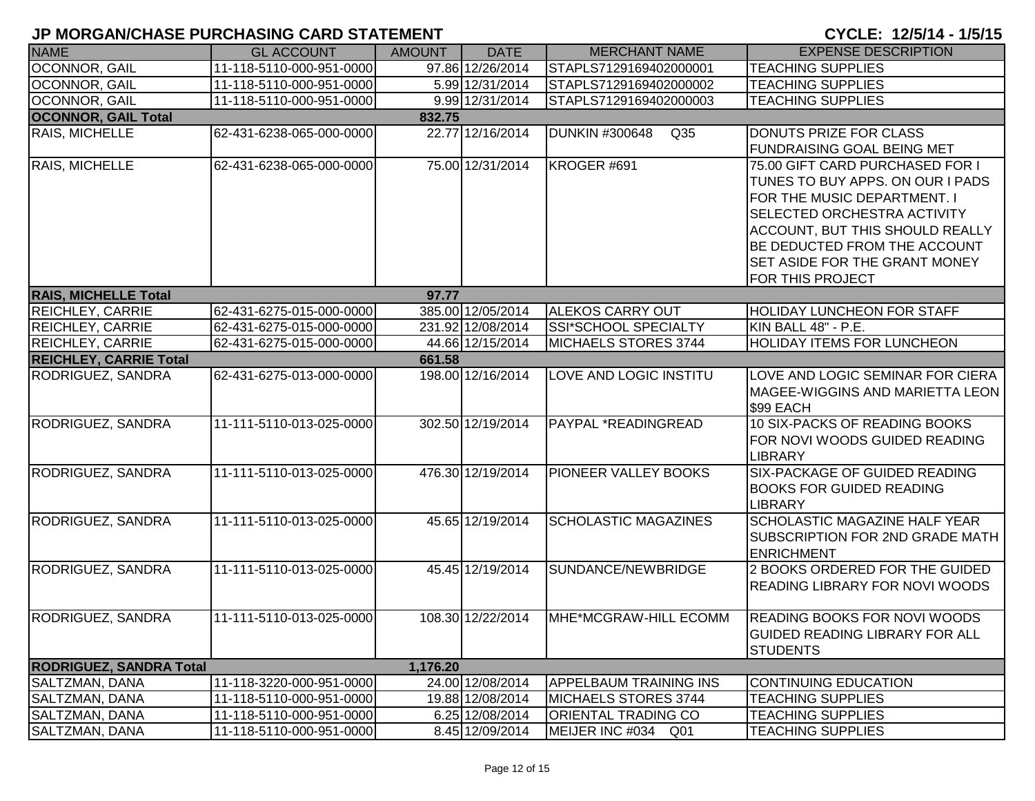# JP MORGAN/CHASE PURCHASING CARD STATEMENT

**CYCLE: 12/5/14 - 1/5/15**

| NAME | GL ACCOUNT | AMOUNT | DATE | MERCHANT NAME | EXPENSE DESCRIPTION |
|---|---|---|---|---|---|
| OCONNOR, GAIL | 11-118-5110-000-951-0000 | 97.86 | 12/26/2014 | STAPLS7129169402000001 | TEACHING SUPPLIES |
| OCONNOR, GAIL | 11-118-5110-000-951-0000 | 5.99 | 12/31/2014 | STAPLS7129169402000002 | TEACHING SUPPLIES |
| OCONNOR, GAIL | 11-118-5110-000-951-0000 | 9.99 | 12/31/2014 | STAPLS7129169402000003 | TEACHING SUPPLIES |
| **OCONNOR, GAIL Total** | | **832.75** | | | |
| RAIS, MICHELLE | 62-431-6238-065-000-0000 | 22.77 | 12/16/2014 | DUNKIN #300648 Q35 | DONUTS PRIZE FOR CLASS FUNDRAISING GOAL BEING MET |
| RAIS, MICHELLE | 62-431-6238-065-000-0000 | 75.00 | 12/31/2014 | KROGER #691 | 75.00 GIFT CARD PURCHASED FOR I TUNES TO BUY APPS. ON OUR I PADS FOR THE MUSIC DEPARTMENT. I SELECTED ORCHESTRA ACTIVITY ACCOUNT, BUT THIS SHOULD REALLY BE DEDUCTED FROM THE ACCOUNT SET ASIDE FOR THE GRANT MONEY FOR THIS PROJECT |
| **RAIS, MICHELLE Total** | | **97.77** | | | |
| REICHLEY, CARRIE | 62-431-6275-015-000-0000 | 385.00 | 12/05/2014 | ALEKOS CARRY OUT | HOLIDAY LUNCHEON FOR STAFF |
| REICHLEY, CARRIE | 62-431-6275-015-000-0000 | 231.92 | 12/08/2014 | SSI*SCHOOL SPECIALTY | KIN BALL 48" - P.E. |
| REICHLEY, CARRIE | 62-431-6275-015-000-0000 | 44.66 | 12/15/2014 | MICHAELS STORES 3744 | HOLIDAY ITEMS FOR LUNCHEON |
| **REICHLEY, CARRIE Total** | | **661.58** | | | |
| RODRIGUEZ, SANDRA | 62-431-6275-013-000-0000 | 198.00 | 12/16/2014 | LOVE AND LOGIC INSTITU | LOVE AND LOGIC SEMINAR FOR CIERA MAGEE-WIGGINS AND MARIETTA LEON $99 EACH |
| RODRIGUEZ, SANDRA | 11-111-5110-013-025-0000 | 302.50 | 12/19/2014 | PAYPAL *READINGREAD | 10 SIX-PACKS OF READING BOOKS FOR NOVI WOODS GUIDED READING LIBRARY |
| RODRIGUEZ, SANDRA | 11-111-5110-013-025-0000 | 476.30 | 12/19/2014 | PIONEER VALLEY BOOKS | SIX-PACKAGE OF GUIDED READING BOOKS FOR GUIDED READING LIBRARY |
| RODRIGUEZ, SANDRA | 11-111-5110-013-025-0000 | 45.65 | 12/19/2014 | SCHOLASTIC MAGAZINES | SCHOLASTIC MAGAZINE HALF YEAR SUBSCRIPTION FOR 2ND GRADE MATH ENRICHMENT |
| RODRIGUEZ, SANDRA | 11-111-5110-013-025-0000 | 45.45 | 12/19/2014 | SUNDANCE/NEWBRIDGE | 2 BOOKS ORDERED FOR THE GUIDED READING LIBRARY FOR NOVI WOODS |
| RODRIGUEZ, SANDRA | 11-111-5110-013-025-0000 | 108.30 | 12/22/2014 | MHE*MCGRAW-HILL ECOMM | READING BOOKS FOR NOVI WOODS GUIDED READING LIBRARY FOR ALL STUDENTS |
| **RODRIGUEZ, SANDRA Total** | | **1,176.20** | | | |
| SALTZMAN, DANA | 11-118-3220-000-951-0000 | 24.00 | 12/08/2014 | APPELBAUM TRAINING INS | CONTINUING EDUCATION |
| SALTZMAN, DANA | 11-118-5110-000-951-0000 | 19.88 | 12/08/2014 | MICHAELS STORES 3744 | TEACHING SUPPLIES |
| SALTZMAN, DANA | 11-118-5110-000-951-0000 | 6.25 | 12/08/2014 | ORIENTAL TRADING CO | TEACHING SUPPLIES |
| SALTZMAN, DANA | 11-118-5110-000-951-0000 | 8.45 | 12/09/2014 | MEIJER INC #034 Q01 | TEACHING SUPPLIES |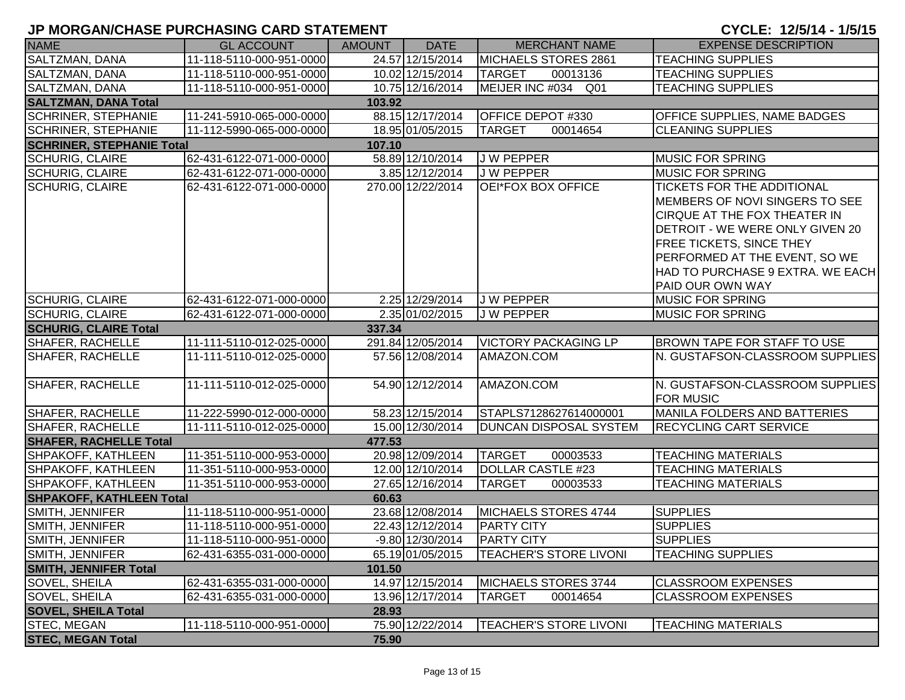# JP MORGAN/CHASE PURCHASING CARD STATEMENT

**CYCLE: 12/5/14 - 1/5/15**

| NAME | GL ACCOUNT | AMOUNT | DATE | MERCHANT NAME | EXPENSE DESCRIPTION |
|---|---|---|---|---|---|
| SALTZMAN, DANA | 11-118-5110-000-951-0000 | 24.57 | 12/15/2014 | MICHAELS STORES 2861 | TEACHING SUPPLIES |
| SALTZMAN, DANA | 11-118-5110-000-951-0000 | 10.02 | 12/15/2014 | TARGET 00013136 | TEACHING SUPPLIES |
| SALTZMAN, DANA | 11-118-5110-000-951-0000 | 10.75 | 12/16/2014 | MEIJER INC #034 Q01 | TEACHING SUPPLIES |
| **SALTZMAN, DANA Total** | | **103.92** | | | |
| SCHRINER, STEPHANIE | 11-241-5910-065-000-0000 | 88.15 | 12/17/2014 | OFFICE DEPOT #330 | OFFICE SUPPLIES, NAME BADGES |
| SCHRINER, STEPHANIE | 11-112-5990-065-000-0000 | 18.95 | 01/05/2015 | TARGET 00014654 | CLEANING SUPPLIES |
| **SCHRINER, STEPHANIE Total** | | **107.10** | | | |
| SCHURIG, CLAIRE | 62-431-6122-071-000-0000 | 58.89 | 12/10/2014 | J W PEPPER | MUSIC FOR SPRING |
| SCHURIG, CLAIRE | 62-431-6122-071-000-0000 | 3.85 | 12/12/2014 | J W PEPPER | MUSIC FOR SPRING |
| SCHURIG, CLAIRE | 62-431-6122-071-000-0000 | 270.00 | 12/22/2014 | OEI*FOX BOX OFFICE | TICKETS FOR THE ADDITIONAL MEMBERS OF NOVI SINGERS TO SEE CIRQUE AT THE FOX THEATER IN DETROIT - WE WERE ONLY GIVEN 20 FREE TICKETS, SINCE THEY PERFORMED AT THE EVENT, SO WE HAD TO PURCHASE 9 EXTRA. WE EACH PAID OUR OWN WAY |
| SCHURIG, CLAIRE | 62-431-6122-071-000-0000 | 2.25 | 12/29/2014 | J W PEPPER | MUSIC FOR SPRING |
| SCHURIG, CLAIRE | 62-431-6122-071-000-0000 | 2.35 | 01/02/2015 | J W PEPPER | MUSIC FOR SPRING |
| **SCHURIG, CLAIRE Total** | | **337.34** | | | |
| SHAFER, RACHELLE | 11-111-5110-012-025-0000 | 291.84 | 12/05/2014 | VICTORY PACKAGING LP | BROWN TAPE FOR STAFF TO USE |
| SHAFER, RACHELLE | 11-111-5110-012-025-0000 | 57.56 | 12/08/2014 | AMAZON.COM | N. GUSTAFSON-CLASSROOM SUPPLIES |
| SHAFER, RACHELLE | 11-111-5110-012-025-0000 | 54.90 | 12/12/2014 | AMAZON.COM | N. GUSTAFSON-CLASSROOM SUPPLIES FOR MUSIC |
| SHAFER, RACHELLE | 11-222-5990-012-000-0000 | 58.23 | 12/15/2014 | STAPLS7128627614000001 | MANILA FOLDERS AND BATTERIES |
| SHAFER, RACHELLE | 11-111-5110-012-025-0000 | 15.00 | 12/30/2014 | DUNCAN DISPOSAL SYSTEM | RECYCLING CART SERVICE |
| **SHAFER, RACHELLE Total** | | **477.53** | | | |
| SHPAKOFF, KATHLEEN | 11-351-5110-000-953-0000 | 20.98 | 12/09/2014 | TARGET 00003533 | TEACHING MATERIALS |
| SHPAKOFF, KATHLEEN | 11-351-5110-000-953-0000 | 12.00 | 12/10/2014 | DOLLAR CASTLE #23 | TEACHING MATERIALS |
| SHPAKOFF, KATHLEEN | 11-351-5110-000-953-0000 | 27.65 | 12/16/2014 | TARGET 00003533 | TEACHING MATERIALS |
| **SHPAKOFF, KATHLEEN Total** | | **60.63** | | | |
| SMITH, JENNIFER | 11-118-5110-000-951-0000 | 23.68 | 12/08/2014 | MICHAELS STORES 4744 | SUPPLIES |
| SMITH, JENNIFER | 11-118-5110-000-951-0000 | 22.43 | 12/12/2014 | PARTY CITY | SUPPLIES |
| SMITH, JENNIFER | 11-118-5110-000-951-0000 | -9.80 | 12/30/2014 | PARTY CITY | SUPPLIES |
| SMITH, JENNIFER | 62-431-6355-031-000-0000 | 65.19 | 01/05/2015 | TEACHER'S STORE LIVONI | TEACHING SUPPLIES |
| **SMITH, JENNIFER Total** | | **101.50** | | | |
| SOVEL, SHEILA | 62-431-6355-031-000-0000 | 14.97 | 12/15/2014 | MICHAELS STORES 3744 | CLASSROOM EXPENSES |
| SOVEL, SHEILA | 62-431-6355-031-000-0000 | 13.96 | 12/17/2014 | TARGET 00014654 | CLASSROOM EXPENSES |
| **SOVEL, SHEILA Total** | | **28.93** | | | |
| STEC, MEGAN | 11-118-5110-000-951-0000 | 75.90 | 12/22/2014 | TEACHER'S STORE LIVONI | TEACHING MATERIALS |
| **STEC, MEGAN Total** | | **75.90** | | | |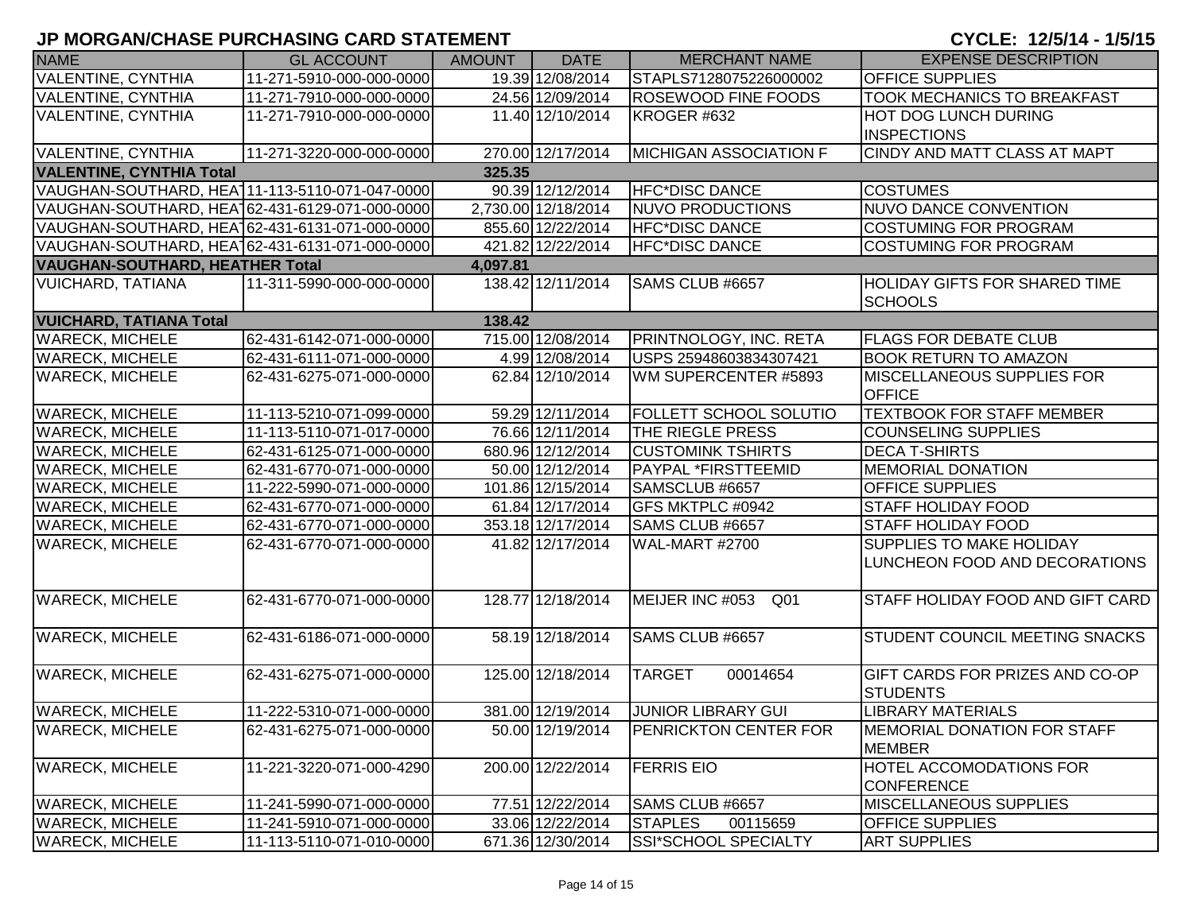# JP MORGAN/CHASE PURCHASING CARD STATEMENT

**CYCLE: 12/5/14 - 1/5/15**

| NAME | GL ACCOUNT | AMOUNT | DATE | MERCHANT NAME | EXPENSE DESCRIPTION |
|---|---|---|---|---|---|
| VALENTINE, CYNTHIA | 11-271-5910-000-000-0000 | 19.39 | 12/08/2014 | STAPLS7128075226000002 | OFFICE SUPPLIES |
| VALENTINE, CYNTHIA | 11-271-7910-000-000-0000 | 24.56 | 12/09/2014 | ROSEWOOD FINE FOODS | TOOK MECHANICS TO BREAKFAST |
| VALENTINE, CYNTHIA | 11-271-7910-000-000-0000 | 11.40 | 12/10/2014 | KROGER #632 | HOT DOG LUNCH DURING INSPECTIONS |
| VALENTINE, CYNTHIA | 11-271-3220-000-000-0000 | 270.00 | 12/17/2014 | MICHIGAN ASSOCIATION F | CINDY AND MATT CLASS AT MAPT |
| **VALENTINE, CYNTHIA Total** | | **325.35** | | | |
| VAUGHAN-SOUTHARD, HEAT | 11-113-5110-071-047-0000 | 90.39 | 12/12/2014 | HFC*DISC DANCE | COSTUMES |
| VAUGHAN-SOUTHARD, HEAT | 62-431-6129-071-000-0000 | 2,730.00 | 12/18/2014 | NUVO PRODUCTIONS | NUVO DANCE CONVENTION |
| VAUGHAN-SOUTHARD, HEAT | 62-431-6131-071-000-0000 | 855.60 | 12/22/2014 | HFC*DISC DANCE | COSTUMING FOR PROGRAM |
| VAUGHAN-SOUTHARD, HEAT | 62-431-6131-071-000-0000 | 421.82 | 12/22/2014 | HFC*DISC DANCE | COSTUMING FOR PROGRAM |
| **VAUGHAN-SOUTHARD, HEATHER Total** | | **4,097.81** | | | |
| VUICHARD, TATIANA | 11-311-5990-000-000-0000 | 138.42 | 12/11/2014 | SAMS CLUB #6657 | HOLIDAY GIFTS FOR SHARED TIME SCHOOLS |
| **VUICHARD, TATIANA Total** | | **138.42** | | | |
| WARECK, MICHELE | 62-431-6142-071-000-0000 | 715.00 | 12/08/2014 | PRINTNOLOGY, INC. RETA | FLAGS FOR DEBATE CLUB |
| WARECK, MICHELE | 62-431-6111-071-000-0000 | 4.99 | 12/08/2014 | USPS 25948603834307421 | BOOK RETURN TO AMAZON |
| WARECK, MICHELE | 62-431-6275-071-000-0000 | 62.84 | 12/10/2014 | WM SUPERCENTER #5893 | MISCELLANEOUS SUPPLIES FOR OFFICE |
| WARECK, MICHELE | 11-113-5210-071-099-0000 | 59.29 | 12/11/2014 | FOLLETT SCHOOL SOLUTIO | TEXTBOOK FOR STAFF MEMBER |
| WARECK, MICHELE | 11-113-5110-071-017-0000 | 76.66 | 12/11/2014 | THE RIEGLE PRESS | COUNSELING SUPPLIES |
| WARECK, MICHELE | 62-431-6125-071-000-0000 | 680.96 | 12/12/2014 | CUSTOMINK TSHIRTS | DECA T-SHIRTS |
| WARECK, MICHELE | 62-431-6770-071-000-0000 | 50.00 | 12/12/2014 | PAYPAL *FIRSTTEEMID | MEMORIAL DONATION |
| WARECK, MICHELE | 11-222-5990-071-000-0000 | 101.86 | 12/15/2014 | SAMSCLUB #6657 | OFFICE SUPPLIES |
| WARECK, MICHELE | 62-431-6770-071-000-0000 | 61.84 | 12/17/2014 | GFS MKTPLC #0942 | STAFF HOLIDAY FOOD |
| WARECK, MICHELE | 62-431-6770-071-000-0000 | 353.18 | 12/17/2014 | SAMS CLUB #6657 | STAFF HOLIDAY FOOD |
| WARECK, MICHELE | 62-431-6770-071-000-0000 | 41.82 | 12/17/2014 | WAL-MART #2700 | SUPPLIES TO MAKE HOLIDAY LUNCHEON FOOD AND DECORATIONS |
| WARECK, MICHELE | 62-431-6770-071-000-0000 | 128.77 | 12/18/2014 | MEIJER INC #053 Q01 | STAFF HOLIDAY FOOD AND GIFT CARD |
| WARECK, MICHELE | 62-431-6186-071-000-0000 | 58.19 | 12/18/2014 | SAMS CLUB #6657 | STUDENT COUNCIL MEETING SNACKS |
| WARECK, MICHELE | 62-431-6275-071-000-0000 | 125.00 | 12/18/2014 | TARGET 00014654 | GIFT CARDS FOR PRIZES AND CO-OP STUDENTS |
| WARECK, MICHELE | 11-222-5310-071-000-0000 | 381.00 | 12/19/2014 | JUNIOR LIBRARY GUI | LIBRARY MATERIALS |
| WARECK, MICHELE | 62-431-6275-071-000-0000 | 50.00 | 12/19/2014 | PENRICKTON CENTER FOR | MEMORIAL DONATION FOR STAFF MEMBER |
| WARECK, MICHELE | 11-221-3220-071-000-4290 | 200.00 | 12/22/2014 | FERRIS EIO | HOTEL ACCOMODATIONS FOR CONFERENCE |
| WARECK, MICHELE | 11-241-5990-071-000-0000 | 77.51 | 12/22/2014 | SAMS CLUB #6657 | MISCELLANEOUS SUPPLIES |
| WARECK, MICHELE | 11-241-5910-071-000-0000 | 33.06 | 12/22/2014 | STAPLES 00115659 | OFFICE SUPPLIES |
| WARECK, MICHELE | 11-113-5110-071-010-0000 | 671.36 | 12/30/2014 | SSI*SCHOOL SPECIALTY | ART SUPPLIES |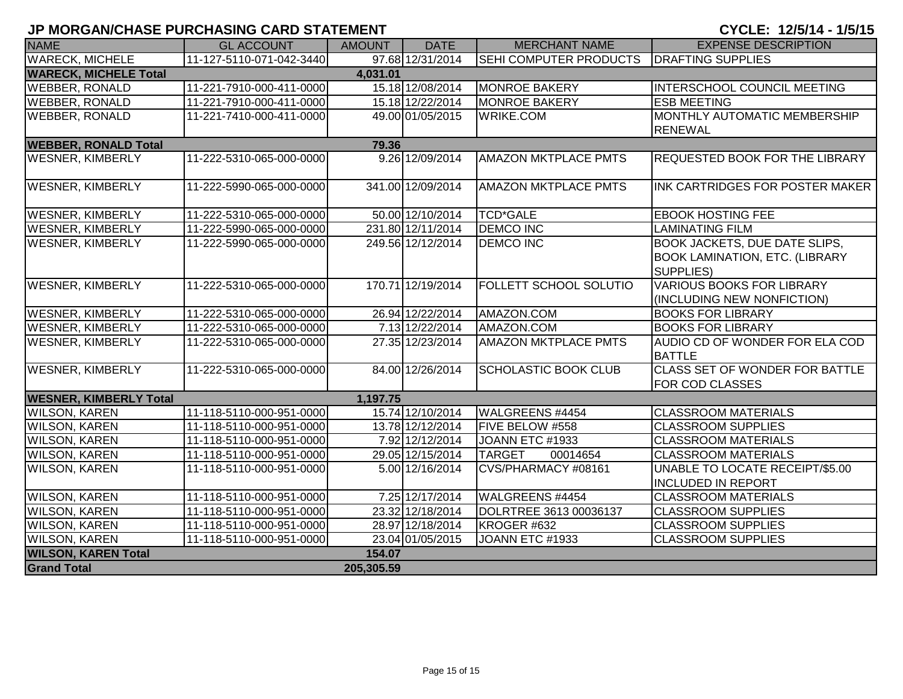## JP MORGAN/CHASE PURCHASING CARD STATEMENT

**CYCLE: 12/5/14 - 1/5/15**

| NAME | GL ACCOUNT | AMOUNT | DATE | MERCHANT NAME | EXPENSE DESCRIPTION |
|---|---|---|---|---|---|
| WARECK, MICHELE | 11-127-5110-071-042-3440 | 97.68 | 12/31/2014 | SEHI COMPUTER PRODUCTS | DRAFTING SUPPLIES |
| **WARECK, MICHELE Total** | | **4,031.01** | | | |
| WEBBER, RONALD | 11-221-7910-000-411-0000 | 15.18 | 12/08/2014 | MONROE BAKERY | INTERSCHOOL COUNCIL MEETING |
| WEBBER, RONALD | 11-221-7910-000-411-0000 | 15.18 | 12/22/2014 | MONROE BAKERY | ESB MEETING |
| WEBBER, RONALD | 11-221-7410-000-411-0000 | 49.00 | 01/05/2015 | WRIKE.COM | MONTHLY AUTOMATIC MEMBERSHIP RENEWAL |
| **WEBBER, RONALD Total** | | **79.36** | | | |
| WESNER, KIMBERLY | 11-222-5310-065-000-0000 | 9.26 | 12/09/2014 | AMAZON MKTPLACE PMTS | REQUESTED BOOK FOR THE LIBRARY |
| WESNER, KIMBERLY | 11-222-5990-065-000-0000 | 341.00 | 12/09/2014 | AMAZON MKTPLACE PMTS | INK CARTRIDGES FOR POSTER MAKER |
| WESNER, KIMBERLY | 11-222-5310-065-000-0000 | 50.00 | 12/10/2014 | TCD*GALE | EBOOK HOSTING FEE |
| WESNER, KIMBERLY | 11-222-5990-065-000-0000 | 231.80 | 12/11/2014 | DEMCO INC | LAMINATING FILM |
| WESNER, KIMBERLY | 11-222-5990-065-000-0000 | 249.56 | 12/12/2014 | DEMCO INC | BOOK JACKETS, DUE DATE SLIPS, BOOK LAMINATION, ETC. (LIBRARY SUPPLIES) |
| WESNER, KIMBERLY | 11-222-5310-065-000-0000 | 170.71 | 12/19/2014 | FOLLETT SCHOOL SOLUTIO | VARIOUS BOOKS FOR LIBRARY (INCLUDING NEW NONFICTION) |
| WESNER, KIMBERLY | 11-222-5310-065-000-0000 | 26.94 | 12/22/2014 | AMAZON.COM | BOOKS FOR LIBRARY |
| WESNER, KIMBERLY | 11-222-5310-065-000-0000 | 7.13 | 12/22/2014 | AMAZON.COM | BOOKS FOR LIBRARY |
| WESNER, KIMBERLY | 11-222-5310-065-000-0000 | 27.35 | 12/23/2014 | AMAZON MKTPLACE PMTS | AUDIO CD OF WONDER FOR ELA COD BATTLE |
| WESNER, KIMBERLY | 11-222-5310-065-000-0000 | 84.00 | 12/26/2014 | SCHOLASTIC BOOK CLUB | CLASS SET OF WONDER FOR BATTLE FOR COD CLASSES |
| **WESNER, KIMBERLY Total** | | **1,197.75** | | | |
| WILSON, KAREN | 11-118-5110-000-951-0000 | 15.74 | 12/10/2014 | WALGREENS #4454 | CLASSROOM MATERIALS |
| WILSON, KAREN | 11-118-5110-000-951-0000 | 13.78 | 12/12/2014 | FIVE BELOW #558 | CLASSROOM SUPPLIES |
| WILSON, KAREN | 11-118-5110-000-951-0000 | 7.92 | 12/12/2014 | JOANN ETC #1933 | CLASSROOM MATERIALS |
| WILSON, KAREN | 11-118-5110-000-951-0000 | 29.05 | 12/15/2014 | TARGET 00014654 | CLASSROOM MATERIALS |
| WILSON, KAREN | 11-118-5110-000-951-0000 | 5.00 | 12/16/2014 | CVS/PHARMACY #08161 | UNABLE TO LOCATE RECEIPT/$5.00 INCLUDED IN REPORT |
| WILSON, KAREN | 11-118-5110-000-951-0000 | 7.25 | 12/17/2014 | WALGREENS #4454 | CLASSROOM MATERIALS |
| WILSON, KAREN | 11-118-5110-000-951-0000 | 23.32 | 12/18/2014 | DOLRTREE 3613 00036137 | CLASSROOM SUPPLIES |
| WILSON, KAREN | 11-118-5110-000-951-0000 | 28.97 | 12/18/2014 | KROGER #632 | CLASSROOM SUPPLIES |
| WILSON, KAREN | 11-118-5110-000-951-0000 | 23.04 | 01/05/2015 | JOANN ETC #1933 | CLASSROOM SUPPLIES |
| **WILSON, KAREN Total** | | **154.07** | | | |
| **Grand Total** | | **205,305.59** | | | |